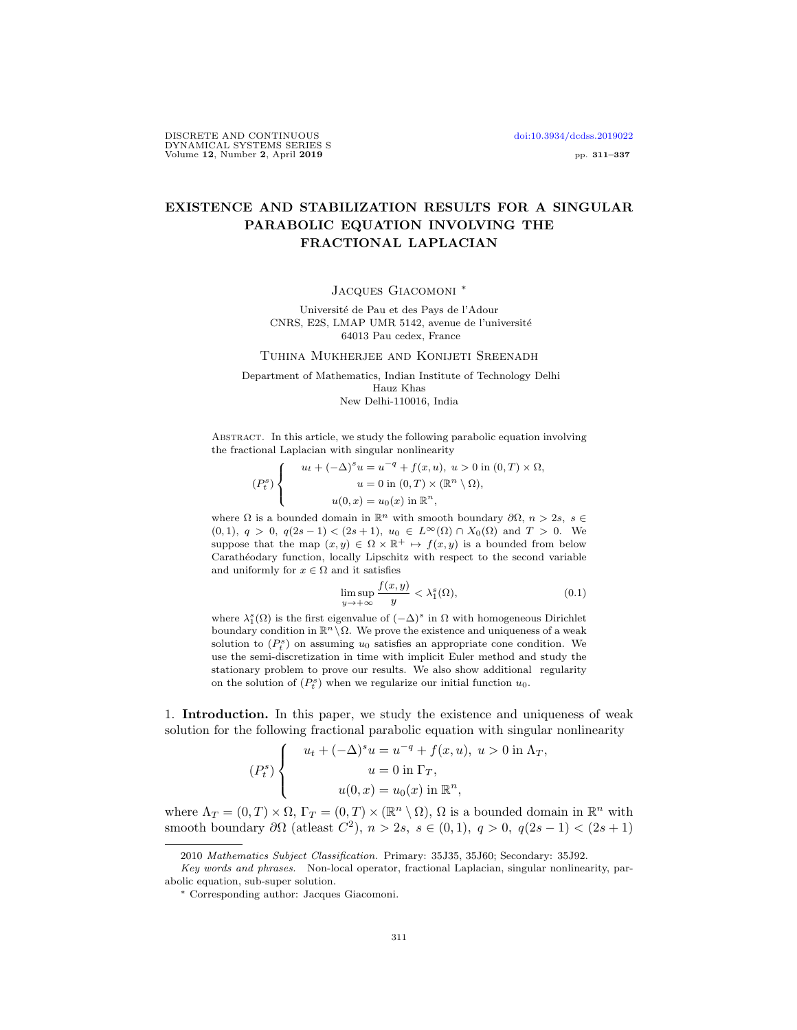# EXISTENCE AND STABILIZATION RESULTS FOR A SINGULAR PARABOLIC EQUATION INVOLVING THE FRACTIONAL LAPLACIAN

Jacques Giacomoni *

Université de Pau et des Pays de l'Adour
CNRS, E2S, LMAP UMR 5142, avenue de l'université
64013 Pau cedex, France

Tuhina Mukherjee and Konijeti Sreenadh

Department of Mathematics, Indian Institute of Technology Delhi
Hauz Khas
New Delhi-110016, India

Abstract. In this article, we study the following parabolic equation involving the fractional Laplacian with singular nonlinearity

$$
(P_t^s)\begin{cases} u_t + (-\Delta)^s u = u^{-q} + f(x,u),\ u > 0 \text{ in } (0,T)\times\Omega, \\ u = 0 \text{ in } (0,T)\times(\mathbb{R}^n\setminus\Omega), \\ u(0,x) = u_0(x) \text{ in } \mathbb{R}^n, \end{cases}
$$

where $\Omega$ is a bounded domain in $\mathbb{R}^n$ with smooth boundary $\partial\Omega$, $n > 2s$, $s \in (0,1)$, $q > 0$, $q(2s-1) < (2s+1)$, $u_0 \in L^\infty(\Omega) \cap X_0(\Omega)$ and $T > 0$. We suppose that the map $(x,y) \in \Omega\times\mathbb{R}^+ \mapsto f(x,y)$ is a bounded from below Carathéodory function, locally Lipschitz with respect to the second variable and uniformly for $x \in \Omega$ and it satisfies

$$
\limsup_{y\to+\infty} \frac{f(x,y)}{y} < \lambda_1^s(\Omega), \tag{0.1}
$$

where $\lambda_1^s(\Omega)$ is the first eigenvalue of $(-\Delta)^s$ in $\Omega$ with homogeneous Dirichlet boundary condition in $\mathbb{R}^n\setminus\Omega$. We prove the existence and uniqueness of a weak solution to $(P_t^s)$ on assuming $u_0$ satisfies an appropriate cone condition. We use the semi-discretization in time with implicit Euler method and study the stationary problem to prove our results. We also show additional regularity on the solution of $(P_t^s)$ when we regularize our initial function $u_0$.

## 1. Introduction.

In this paper, we study the existence and uniqueness of weak solution for the following fractional parabolic equation with singular nonlinearity

$$
(P_t^s)\begin{cases} u_t + (-\Delta)^s u = u^{-q} + f(x,u),\ u > 0 \text{ in } \Lambda_T, \\ u = 0 \text{ in } \Gamma_T, \\ u(0,x) = u_0(x) \text{ in } \mathbb{R}^n, \end{cases}
$$

where $\Lambda_T = (0,T)\times\Omega$, $\Gamma_T = (0,T)\times(\mathbb{R}^n\setminus\Omega)$, $\Omega$ is a bounded domain in $\mathbb{R}^n$ with smooth boundary $\partial\Omega$ (atleast $C^2$), $n > 2s$, $s \in (0,1)$, $q > 0$, $q(2s-1) < (2s+1)$

---

2010 *Mathematics Subject Classification.* Primary: 35J35, 35J60; Secondary: 35J92.

*Key words and phrases.* Non-local operator, fractional Laplacian, singular nonlinearity, parabolic equation, sub-super solution.

* Corresponding author: Jacques Giacomoni.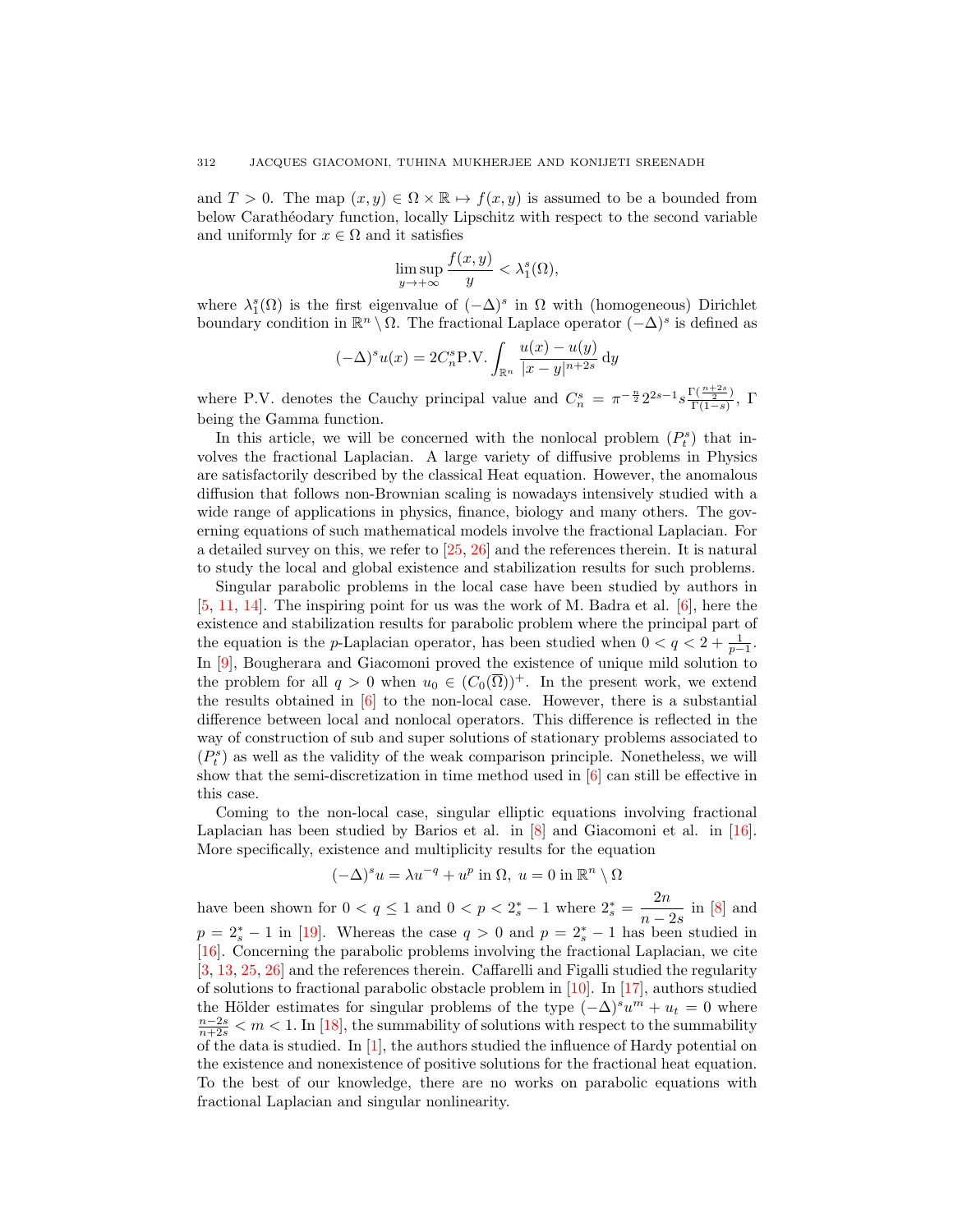and $T > 0$. The map $(x, y) \in \Omega \times \mathbb{R} \mapsto f(x, y)$ is assumed to be a bounded from below Carathéodory function, locally Lipschitz with respect to the second variable and uniformly for $x \in \Omega$ and it satisfies

$$\limsup_{y \to +\infty} \frac{f(x, y)}{y} < \lambda_1^s(\Omega),$$

where $\lambda_1^s(\Omega)$ is the first eigenvalue of $(-\Delta)^s$ in $\Omega$ with (homogeneous) Dirichlet boundary condition in $\mathbb{R}^n \setminus \Omega$. The fractional Laplace operator $(-\Delta)^s$ is defined as

$$(-\Delta)^s u(x) = 2C_n^s \text{P.V.} \int_{\mathbb{R}^n} \frac{u(x) - u(y)}{|x - y|^{n+2s}} \, \mathrm{d}y$$

where P.V. denotes the Cauchy principal value and $C_n^s = \pi^{-\frac{n}{2}} 2^{2s-1} s \frac{\Gamma(\frac{n+2s}{2})}{\Gamma(1-s)}$, $\Gamma$ being the Gamma function.

In this article, we will be concerned with the nonlocal problem $(P_t^s)$ that involves the fractional Laplacian. A large variety of diffusive problems in Physics are satisfactorily described by the classical Heat equation. However, the anomalous diffusion that follows non-Brownian scaling is nowadays intensively studied with a wide range of applications in physics, finance, biology and many others. The governing equations of such mathematical models involve the fractional Laplacian. For a detailed survey on this, we refer to [25, 26] and the references therein. It is natural to study the local and global existence and stabilization results for such problems.

Singular parabolic problems in the local case have been studied by authors in [5, 11, 14]. The inspiring point for us was the work of M. Badra et al. [6], here the existence and stabilization results for parabolic problem where the principal part of the equation is the $p$-Laplacian operator, has been studied when $0 < q < 2 + \frac{1}{p-1}$. In [9], Bougherara and Giacomoni proved the existence of unique mild solution to the problem for all $q > 0$ when $u_0 \in (C_0(\overline{\Omega}))^+$. In the present work, we extend the results obtained in [6] to the non-local case. However, there is a substantial difference between local and nonlocal operators. This difference is reflected in the way of construction of sub and super solutions of stationary problems associated to $(P_t^s)$ as well as the validity of the weak comparison principle. Nonetheless, we will show that the semi-discretization in time method used in [6] can still be effective in this case.

Coming to the non-local case, singular elliptic equations involving fractional Laplacian has been studied by Barios et al. in [8] and Giacomoni et al. in [16]. More specifically, existence and multiplicity results for the equation

$$(-\Delta)^s u = \lambda u^{-q} + u^p \text{ in } \Omega, \; u = 0 \text{ in } \mathbb{R}^n \setminus \Omega$$

have been shown for $0 < q \leq 1$ and $0 < p < 2_s^* - 1$ where $2_s^* = \dfrac{2n}{n - 2s}$ in [8] and $p = 2_s^* - 1$ in [19]. Whereas the case $q > 0$ and $p = 2_s^* - 1$ has been studied in [16]. Concerning the parabolic problems involving the fractional Laplacian, we cite [3, 13, 25, 26] and the references therein. Caffarelli and Figalli studied the regularity of solutions to fractional parabolic obstacle problem in [10]. In [17], authors studied the Hölder estimates for singular problems of the type $(-\Delta)^s u^m + u_t = 0$ where $\frac{n-2s}{n+2s} < m < 1$. In [18], the summability of solutions with respect to the summability of the data is studied. In [1], the authors studied the influence of Hardy potential on the existence and nonexistence of positive solutions for the fractional heat equation. To the best of our knowledge, there are no works on parabolic equations with fractional Laplacian and singular nonlinearity.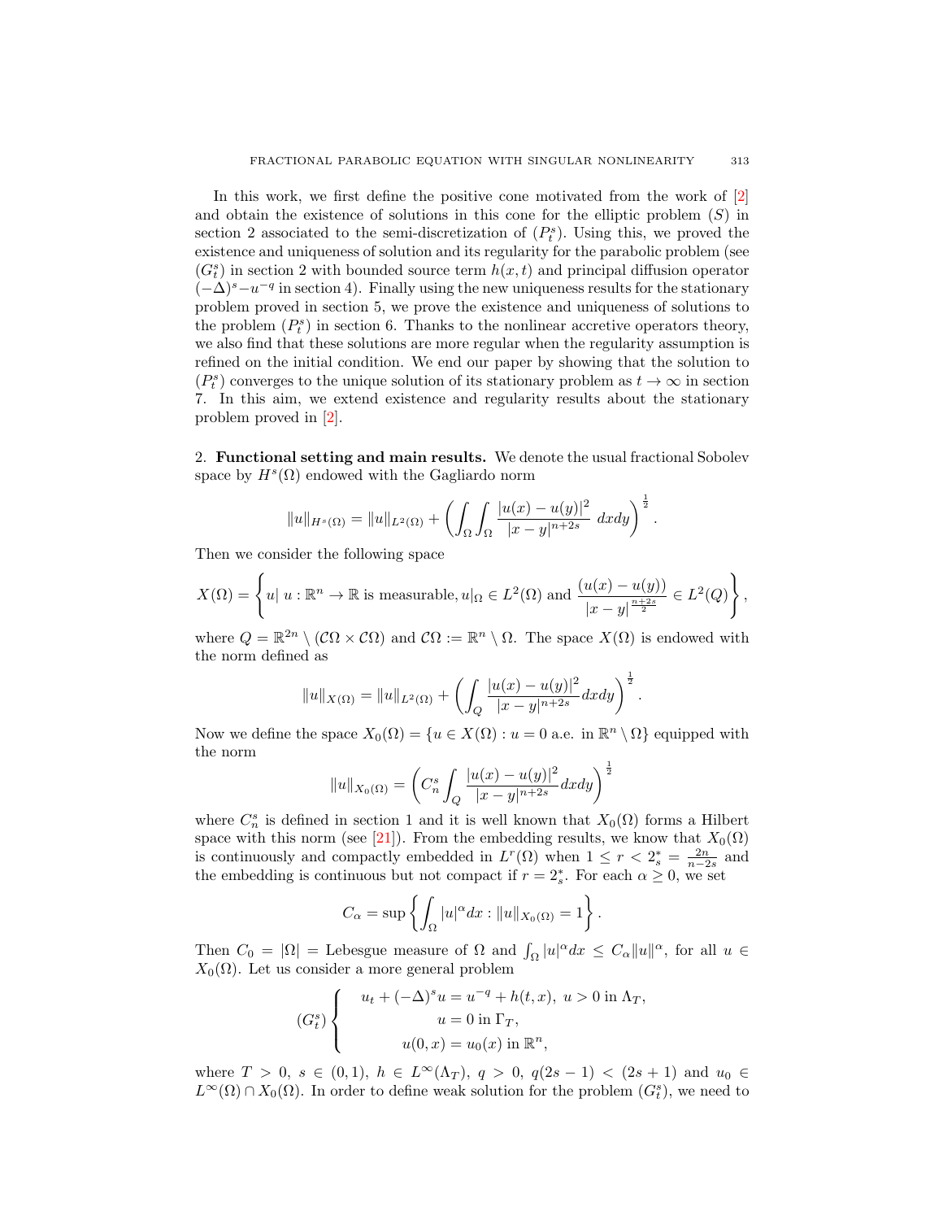In this work, we first define the positive cone motivated from the work of [2] and obtain the existence of solutions in this cone for the elliptic problem $(S)$ in section 2 associated to the semi-discretization of $(P_t^s)$. Using this, we proved the existence and uniqueness of solution and its regularity for the parabolic problem (see $(G_t^s)$ in section 2 with bounded source term $h(x,t)$ and principal diffusion operator $(-\Delta)^s - u^{-q}$ in section 4). Finally using the new uniqueness results for the stationary problem proved in section 5, we prove the existence and uniqueness of solutions to the problem $(P_t^s)$ in section 6. Thanks to the nonlinear accretive operators theory, we also find that these solutions are more regular when the regularity assumption is refined on the initial condition. We end our paper by showing that the solution to $(P_t^s)$ converges to the unique solution of its stationary problem as $t \to \infty$ in section 7. In this aim, we extend existence and regularity results about the stationary problem proved in [2].

## 2. Functional setting and main results.

We denote the usual fractional Sobolev space by $H^s(\Omega)$ endowed with the Gagliardo norm

$$\|u\|_{H^s(\Omega)} = \|u\|_{L^2(\Omega)} + \left( \int_\Omega \int_\Omega \frac{|u(x) - u(y)|^2}{|x-y|^{n+2s}} \, dxdy \right)^{\frac{1}{2}}.$$

Then we consider the following space

$$X(\Omega) = \left\{ u | \; u : \mathbb{R}^n \to \mathbb{R} \text{ is measurable}, u|_\Omega \in L^2(\Omega) \text{ and } \frac{(u(x) - u(y))}{|x-y|^{\frac{n+2s}{2}}} \in L^2(Q) \right\},$$

where $Q = \mathbb{R}^{2n} \setminus (\mathcal{C}\Omega \times \mathcal{C}\Omega)$ and $\mathcal{C}\Omega := \mathbb{R}^n \setminus \Omega$. The space $X(\Omega)$ is endowed with the norm defined as

$$\|u\|_{X(\Omega)} = \|u\|_{L^2(\Omega)} + \left( \int_Q \frac{|u(x) - u(y)|^2}{|x-y|^{n+2s}} dxdy \right)^{\frac{1}{2}}.$$

Now we define the space $X_0(\Omega) = \{u \in X(\Omega) : u = 0 \text{ a.e. in } \mathbb{R}^n \setminus \Omega\}$ equipped with the norm

$$\|u\|_{X_0(\Omega)} = \left( C_n^s \int_Q \frac{|u(x) - u(y)|^2}{|x-y|^{n+2s}} dxdy \right)^{\frac{1}{2}}$$

where $C_n^s$ is defined in section 1 and it is well known that $X_0(\Omega)$ forms a Hilbert space with this norm (see [21]). From the embedding results, we know that $X_0(\Omega)$ is continuously and compactly embedded in $L^r(\Omega)$ when $1 \le r < 2_s^* = \frac{2n}{n-2s}$ and the embedding is continuous but not compact if $r = 2_s^*$. For each $\alpha \ge 0$, we set

$$C_\alpha = \sup \left\{ \int_\Omega |u|^\alpha dx : \|u\|_{X_0(\Omega)} = 1 \right\}.$$

Then $C_0 = |\Omega| =$ Lebesgue measure of $\Omega$ and $\int_\Omega |u|^\alpha dx \le C_\alpha \|u\|^\alpha$, for all $u \in X_0(\Omega)$. Let us consider a more general problem

$$(G_t^s) \begin{cases} u_t + (-\Delta)^s u = u^{-q} + h(t,x), \; u > 0 \text{ in } \Lambda_T, \\ u = 0 \text{ in } \Gamma_T, \\ u(0,x) = u_0(x) \text{ in } \mathbb{R}^n, \end{cases}$$

where $T > 0$, $s \in (0,1)$, $h \in L^\infty(\Lambda_T)$, $q > 0$, $q(2s-1) < (2s+1)$ and $u_0 \in L^\infty(\Omega) \cap X_0(\Omega)$. In order to define weak solution for the problem $(G_t^s)$, we need to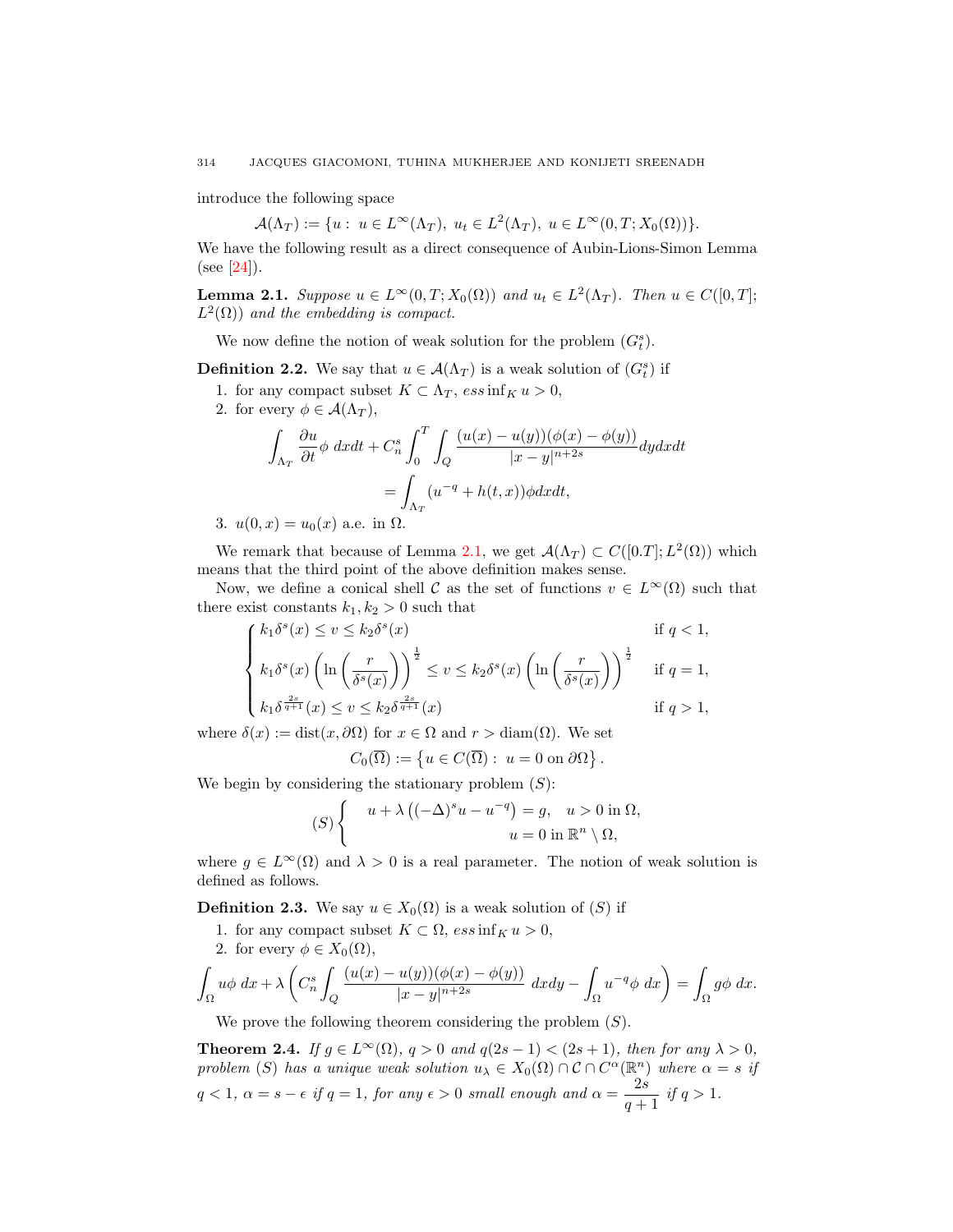introduce the following space

$$\mathcal{A}(\Lambda_T) := \{u : \ u \in L^\infty(\Lambda_T), \ u_t \in L^2(\Lambda_T), \ u \in L^\infty(0,T; X_0(\Omega))\}.$$

We have the following result as a direct consequence of Aubin-Lions-Simon Lemma (see [24]).

**Lemma 2.1.** *Suppose $u \in L^\infty(0,T;X_0(\Omega))$ and $u_t \in L^2(\Lambda_T)$. Then $u \in C([0,T]; L^2(\Omega))$ and the embedding is compact.*

We now define the notion of weak solution for the problem $(G_t^s)$.

**Definition 2.2.** We say that $u \in \mathcal{A}(\Lambda_T)$ is a weak solution of $(G_t^s)$ if

1. for any compact subset $K \subset \Lambda_T$, $ess\inf_K u > 0$,
2. for every $\phi \in \mathcal{A}(\Lambda_T)$,

$$\int_{\Lambda_T} \frac{\partial u}{\partial t} \phi \ dxdt + C_n^s \int_0^T \int_Q \frac{(u(x)-u(y))(\phi(x)-\phi(y))}{|x-y|^{n+2s}} dydxdt$$
$$= \int_{\Lambda_T} (u^{-q} + h(t,x))\phi dxdt,$$

3. $u(0,x) = u_0(x)$ a.e. in $\Omega$.

We remark that because of Lemma 2.1, we get $\mathcal{A}(\Lambda_T) \subset C([0.T]; L^2(\Omega))$ which means that the third point of the above definition makes sense.

Now, we define a conical shell $\mathcal{C}$ as the set of functions $v \in L^\infty(\Omega)$ such that there exist constants $k_1, k_2 > 0$ such that

$$\begin{cases} k_1 \delta^s(x) \leq v \leq k_2 \delta^s(x) & \text{if } q < 1, \\ k_1 \delta^s(x) \left( \ln\left( \dfrac{r}{\delta^s(x)} \right) \right)^{\frac{1}{2}} \leq v \leq k_2 \delta^s(x) \left( \ln\left( \dfrac{r}{\delta^s(x)} \right) \right)^{\frac{1}{2}} & \text{if } q = 1, \\ k_1 \delta^{\frac{2s}{q+1}}(x) \leq v \leq k_2 \delta^{\frac{2s}{q+1}}(x) & \text{if } q > 1, \end{cases}$$

where $\delta(x) := \text{dist}(x, \partial\Omega)$ for $x \in \Omega$ and $r > \text{diam}(\Omega)$. We set

$$C_0(\overline{\Omega}) := \left\{ u \in C(\overline{\Omega}) : \ u = 0 \text{ on } \partial\Omega \right\}.$$

We begin by considering the stationary problem $(S)$:

$$(S) \begin{cases} u + \lambda \left( (-\Delta)^s u - u^{-q} \right) = g, \quad u > 0 \text{ in } \Omega, \\ \qquad\qquad\qquad\qquad\quad u = 0 \text{ in } \mathbb{R}^n \setminus \Omega, \end{cases}$$

where $g \in L^\infty(\Omega)$ and $\lambda > 0$ is a real parameter. The notion of weak solution is defined as follows.

**Definition 2.3.** We say $u \in X_0(\Omega)$ is a weak solution of $(S)$ if

1. for any compact subset $K \subset \Omega$, $ess\inf_K u > 0$,
2. for every $\phi \in X_0(\Omega)$,

$$\int_\Omega u\phi \ dx + \lambda \left( C_n^s \int_Q \frac{(u(x)-u(y))(\phi(x)-\phi(y))}{|x-y|^{n+2s}} \ dxdy - \int_\Omega u^{-q}\phi \ dx \right) = \int_\Omega g\phi \ dx.$$

We prove the following theorem considering the problem $(S)$.

**Theorem 2.4.** *If $g \in L^\infty(\Omega)$, $q > 0$ and $q(2s-1) < (2s+1)$, then for any $\lambda > 0$, problem $(S)$ has a unique weak solution $u_\lambda \in X_0(\Omega) \cap \mathcal{C} \cap C^\alpha(\mathbb{R}^n)$ where $\alpha = s$ if $q < 1$, $\alpha = s - \epsilon$ if $q = 1$, for any $\epsilon > 0$ small enough and $\alpha = \dfrac{2s}{q+1}$ if $q > 1$.*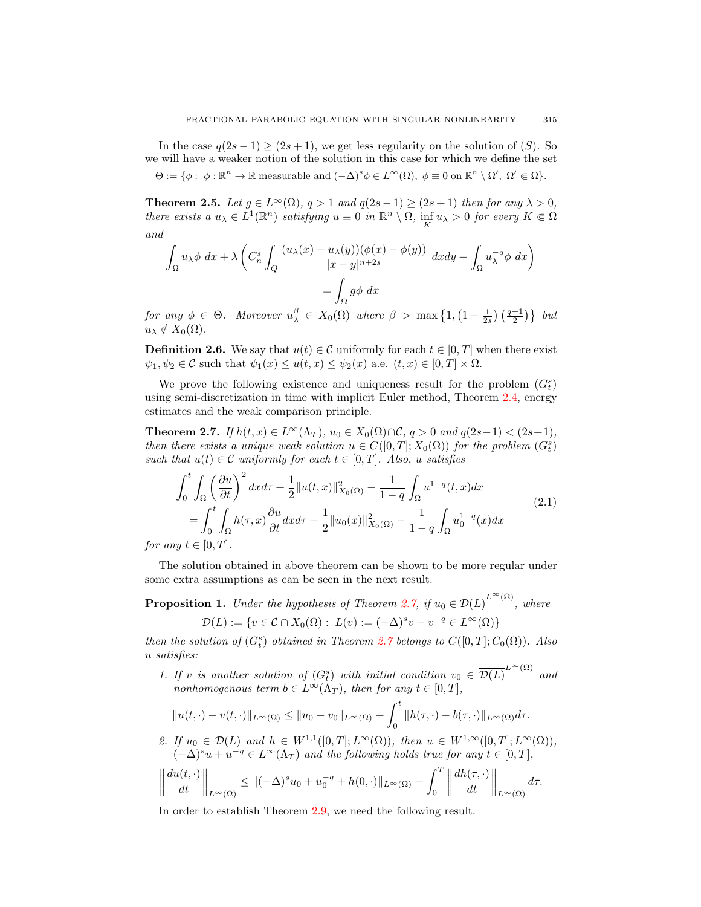In the case $q(2s-1) \geq (2s+1)$, we get less regularity on the solution of $(S)$. So we will have a weaker notion of the solution in this case for which we define the set

$$\Theta := \{\phi : \ \phi : \mathbb{R}^n \to \mathbb{R} \text{ measurable and } (-\Delta)^s\phi \in L^\infty(\Omega), \ \phi \equiv 0 \text{ on } \mathbb{R}^n \setminus \Omega', \ \Omega' \Subset \Omega\}.$$

**Theorem 2.5.** *Let $g \in L^\infty(\Omega)$, $q > 1$ and $q(2s-1) \geq (2s+1)$ then for any $\lambda > 0$, there exists a $u_\lambda \in L^1(\mathbb{R}^n)$ satisfying $u \equiv 0$ in $\mathbb{R}^n \setminus \Omega$, $\inf_K u_\lambda > 0$ for every $K \Subset \Omega$ and*

$$\int_\Omega u_\lambda \phi \ dx + \lambda \left( C_n^s \int_Q \frac{(u_\lambda(x) - u_\lambda(y))(\phi(x) - \phi(y))}{|x-y|^{n+2s}} \ dxdy - \int_\Omega u_\lambda^{-q} \phi \ dx \right) = \int_\Omega g\phi \ dx$$

*for any $\phi \in \Theta$. Moreover $u_\lambda^\beta \in X_0(\Omega)$ where $\beta > \max\left\{1, \left(1 - \frac{1}{2s}\right)\left(\frac{q+1}{2}\right)\right\}$ but $u_\lambda \notin X_0(\Omega)$.*

**Definition 2.6.** We say that $u(t) \in \mathcal{C}$ uniformly for each $t \in [0,T]$ when there exist $\psi_1, \psi_2 \in \mathcal{C}$ such that $\psi_1(x) \leq u(t,x) \leq \psi_2(x)$ a.e. $(t,x) \in [0,T] \times \Omega$.

We prove the following existence and uniqueness result for the problem $(G_t^s)$ using semi-discretization in time with implicit Euler method, Theorem 2.4, energy estimates and the weak comparison principle.

**Theorem 2.7.** *If $h(t,x) \in L^\infty(\Lambda_T)$, $u_0 \in X_0(\Omega) \cap \mathcal{C}$, $q > 0$ and $q(2s-1) < (2s+1)$, then there exists a unique weak solution $u \in C([0,T]; X_0(\Omega))$ for the problem $(G_t^s)$ such that $u(t) \in \mathcal{C}$ uniformly for each $t \in [0,T]$. Also, $u$ satisfies*

$$\begin{aligned}
&\int_0^t \int_\Omega \left( \frac{\partial u}{\partial t} \right)^2 dx d\tau + \frac{1}{2} \|u(t,x)\|_{X_0(\Omega)}^2 - \frac{1}{1-q} \int_\Omega u^{1-q}(t,x) dx \\
&\quad = \int_0^t \int_\Omega h(\tau, x) \frac{\partial u}{\partial t} dx d\tau + \frac{1}{2} \|u_0(x)\|_{X_0(\Omega)}^2 - \frac{1}{1-q} \int_\Omega u_0^{1-q}(x) dx
\end{aligned} \tag{2.1}$$

*for any $t \in [0,T]$.*

The solution obtained in above theorem can be shown to be more regular under some extra assumptions as can be seen in the next result.

**Proposition 1.** *Under the hypothesis of Theorem 2.7, if $u_0 \in \overline{\mathcal{D}(L)}^{L^\infty(\Omega)}$, where*

$$\mathcal{D}(L) := \{v \in \mathcal{C} \cap X_0(\Omega) : \ L(v) := (-\Delta)^s v - v^{-q} \in L^\infty(\Omega)\}$$

*then the solution of $(G_t^s)$ obtained in Theorem 2.7 belongs to $C([0,T]; C_0(\overline{\Omega}))$. Also $u$ satisfies:*

1. *If $v$ is another solution of $(G_t^s)$ with initial condition $v_0 \in \overline{\mathcal{D}(L)}^{L^\infty(\Omega)}$ and nonhomogenous term $b \in L^\infty(\Lambda_T)$, then for any $t \in [0,T]$,*

$$\|u(t,\cdot) - v(t,\cdot)\|_{L^\infty(\Omega)} \leq \|u_0 - v_0\|_{L^\infty(\Omega)} + \int_0^t \|h(\tau,\cdot) - b(\tau,\cdot)\|_{L^\infty(\Omega)} d\tau.$$

2. *If $u_0 \in \mathcal{D}(L)$ and $h \in W^{1,1}([0,T]; L^\infty(\Omega))$, then $u \in W^{1,\infty}([0,T]; L^\infty(\Omega))$, $(-\Delta)^s u + u^{-q} \in L^\infty(\Lambda_T)$ and the following holds true for any $t \in [0,T]$,*

$$\left\| \frac{du(t,\cdot)}{dt} \right\|_{L^\infty(\Omega)} \leq \|(-\Delta)^s u_0 + u_0^{-q} + h(0,\cdot)\|_{L^\infty(\Omega)} + \int_0^T \left\| \frac{dh(\tau,\cdot)}{dt} \right\|_{L^\infty(\Omega)} d\tau.$$

In order to establish Theorem 2.9, we need the following result.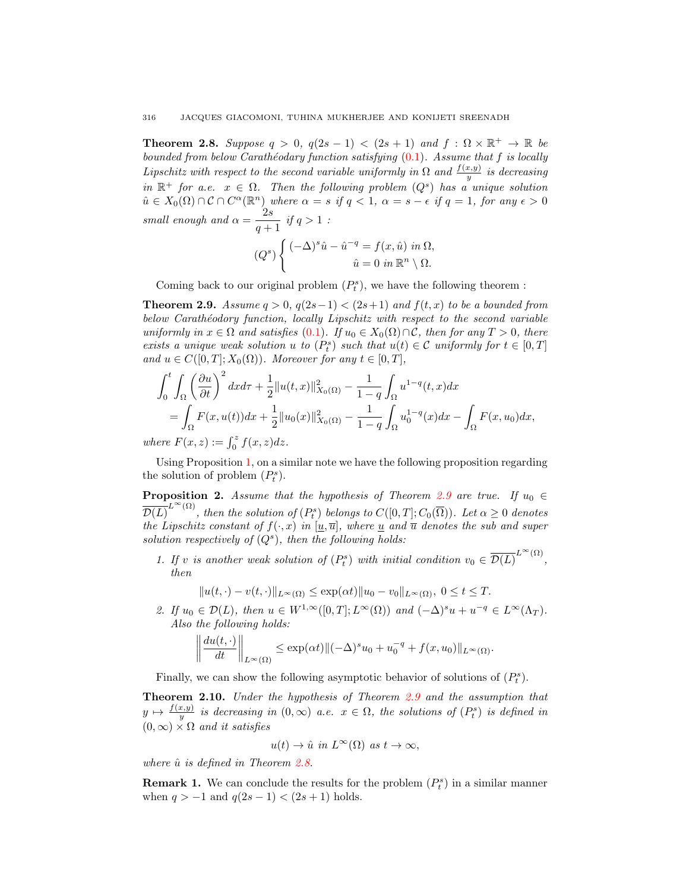**Theorem 2.8.** *Suppose $q > 0$, $q(2s-1) < (2s+1)$ and $f : \Omega \times \mathbb{R}^+ \to \mathbb{R}$ be bounded from below Carathéodary function satisfying (0.1). Assume that $f$ is locally Lipschitz with respect to the second variable uniformly in $\Omega$ and $\frac{f(x,y)}{y}$ is decreasing in $\mathbb{R}^+$ for a.e. $x \in \Omega$. Then the following problem $(Q^s)$ has a unique solution $\hat{u} \in X_0(\Omega) \cap \mathcal{C} \cap C^\alpha(\mathbb{R}^n)$ where $\alpha = s$ if $q < 1$, $\alpha = s - \epsilon$ if $q = 1$, for any $\epsilon > 0$ small enough and $\alpha = \dfrac{2s}{q+1}$ if $q > 1$ :*

$$(Q^s) \left\{ \begin{array}{rl} (-\Delta)^s \hat{u} - \hat{u}^{-q} = f(x, \hat{u}) & \text{in } \Omega, \\ \hat{u} = 0 & \text{in } \mathbb{R}^n \setminus \Omega. \end{array} \right.$$

Coming back to our original problem $(P_t^s)$, we have the following theorem :

**Theorem 2.9.** *Assume $q > 0$, $q(2s-1) < (2s+1)$ and $f(t,x)$ to be a bounded from below Carathéodory function, locally Lipschitz with respect to the second variable uniformly in $x \in \Omega$ and satisfies (0.1). If $u_0 \in X_0(\Omega) \cap \mathcal{C}$, then for any $T > 0$, there exists a unique weak solution $u$ to $(P_t^s)$ such that $u(t) \in \mathcal{C}$ uniformly for $t \in [0,T]$ and $u \in C([0,T]; X_0(\Omega))$. Moreover for any $t \in [0,T]$,*

$$\begin{aligned} &\int_0^t \int_\Omega \left(\frac{\partial u}{\partial t}\right)^2 dx d\tau + \frac{1}{2}\|u(t,x)\|^2_{X_0(\Omega)} - \frac{1}{1-q}\int_\Omega u^{1-q}(t,x)dx \\ &\quad = \int_\Omega F(x, u(t))dx + \frac{1}{2}\|u_0(x)\|^2_{X_0(\Omega)} - \frac{1}{1-q}\int_\Omega u_0^{1-q}(x)dx - \int_\Omega F(x, u_0)dx, \end{aligned}$$

*where $F(x,z) := \int_0^z f(x,z)dz$.*

Using Proposition 1, on a similar note we have the following proposition regarding the solution of problem $(P_t^s)$.

**Proposition 2.** *Assume that the hypothesis of Theorem 2.9 are true. If $u_0 \in \overline{\mathcal{D}(L)}^{L^\infty(\Omega)}$, then the solution of $(P_t^s)$ belongs to $C([0,T]; C_0(\overline{\Omega}))$. Let $\alpha \geq 0$ denotes the Lipschitz constant of $f(\cdot, x)$ in $[\underline{u}, \overline{u}]$, where $\underline{u}$ and $\overline{u}$ denote the sub and super solution respectively of $(Q^s)$, then the following holds:*

1. *If $v$ is another weak solution of $(P_t^s)$ with initial condition $v_0 \in \overline{\mathcal{D}(L)}^{L^\infty(\Omega)}$, then*
$$\|u(t,\cdot) - v(t,\cdot)\|_{L^\infty(\Omega)} \leq \exp(\alpha t)\|u_0 - v_0\|_{L^\infty(\Omega)},\ 0 \leq t \leq T.$$
2. *If $u_0 \in \mathcal{D}(L)$, then $u \in W^{1,\infty}([0,T]; L^\infty(\Omega))$ and $(-\Delta)^s u + u^{-q} \in L^\infty(\Lambda_T)$. Also the following holds:*
$$\left\|\frac{du(t,\cdot)}{dt}\right\|_{L^\infty(\Omega)} \leq \exp(\alpha t)\|(-\Delta)^s u_0 + u_0^{-q} + f(x,u_0)\|_{L^\infty(\Omega)}.$$

Finally, we can show the following asymptotic behavior of solutions of $(P_t^s)$.

**Theorem 2.10.** *Under the hypothesis of Theorem 2.9 and the assumption that $y \mapsto \frac{f(x,y)}{y}$ is decreasing in $(0,\infty)$ a.e. $x \in \Omega$, the solutions of $(P_t^s)$ is defined in $(0,\infty) \times \Omega$ and it satisfies*

$$u(t) \to \hat{u} \text{ in } L^\infty(\Omega) \text{ as } t \to \infty,$$

*where $\hat{u}$ is defined in Theorem 2.8.*

**Remark 1.** We can conclude the results for the problem $(P_t^s)$ in a similar manner when $q > -1$ and $q(2s-1) < (2s+1)$ holds.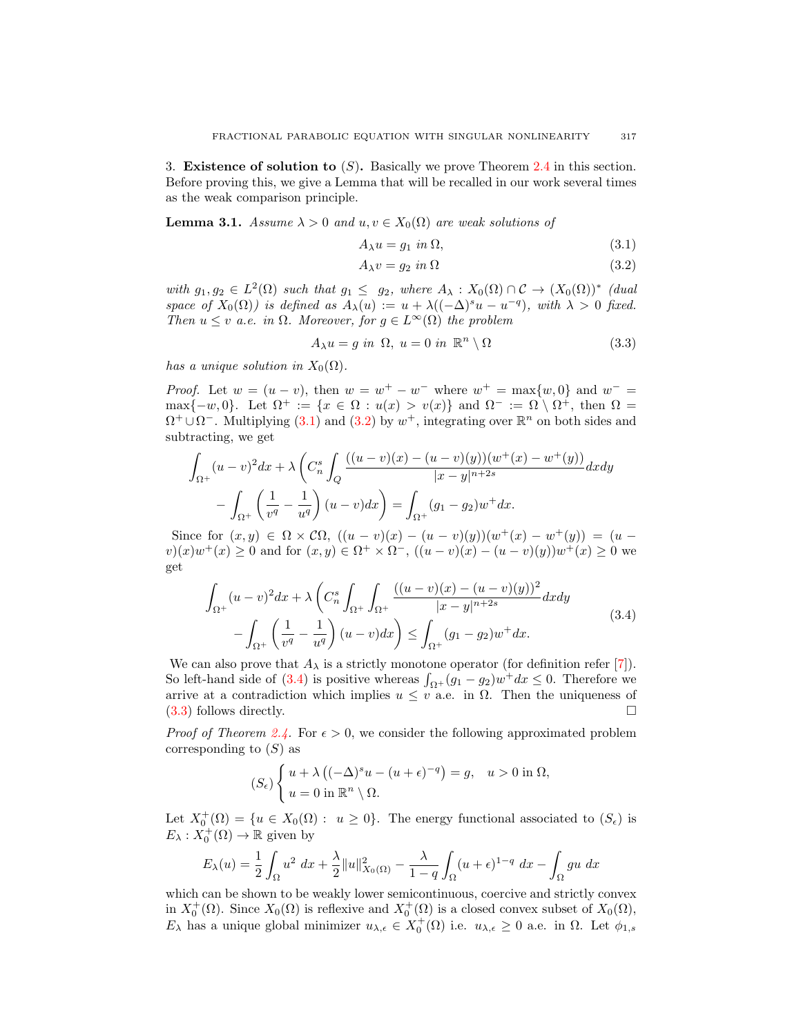3. **Existence of solution to $(S)$.** Basically we prove Theorem 2.4 in this section. Before proving this, we give a Lemma that will be recalled in our work several times as the weak comparison principle.

**Lemma 3.1.** *Assume $\lambda > 0$ and $u, v \in X_0(\Omega)$ are weak solutions of*

$$A_\lambda u = g_1 \text{ in } \Omega, \tag{3.1}$$

$$A_\lambda v = g_2 \text{ in } \Omega \tag{3.2}$$

*with $g_1, g_2 \in L^2(\Omega)$ such that $g_1 \leq g_2$, where $A_\lambda : X_0(\Omega) \cap \mathcal{C} \to (X_0(\Omega))^*$ (dual space of $X_0(\Omega)$) is defined as $A_\lambda(u) := u + \lambda((-\Delta)^s u - u^{-q})$, with $\lambda > 0$ fixed. Then $u \leq v$ a.e. in $\Omega$. Moreover, for $g \in L^\infty(\Omega)$ the problem*

$$A_\lambda u = g \text{ in } \Omega, \; u = 0 \text{ in } \mathbb{R}^n \setminus \Omega \tag{3.3}$$

*has a unique solution in $X_0(\Omega)$.*

*Proof.* Let $w = (u - v)$, then $w = w^+ - w^-$ where $w^+ = \max\{w, 0\}$ and $w^- = \max\{-w, 0\}$. Let $\Omega^+ := \{x \in \Omega : u(x) > v(x)\}$ and $\Omega^- := \Omega \setminus \Omega^+$, then $\Omega = \Omega^+ \cup \Omega^-$. Multiplying (3.1) and (3.2) by $w^+$, integrating over $\mathbb{R}^n$ on both sides and subtracting, we get

$$\int_{\Omega^+} (u-v)^2 dx + \lambda \left( C_n^s \int_Q \frac{((u-v)(x) - (u-v)(y))(w^+(x) - w^+(y))}{|x-y|^{n+2s}} dxdy \right.$$
$$\left. - \int_{\Omega^+} \left( \frac{1}{v^q} - \frac{1}{u^q} \right) (u-v) dx \right) = \int_{\Omega^+} (g_1 - g_2) w^+ dx.$$

Since for $(x, y) \in \Omega \times \mathcal{C}\Omega$, $((u-v)(x) - (u-v)(y))(w^+(x) - w^+(y)) = (u-v)(x)w^+(x) \geq 0$ and for $(x, y) \in \Omega^+ \times \Omega^-$, $((u-v)(x) - (u-v)(y))w^+(x) \geq 0$ we get

$$\begin{aligned} \int_{\Omega^+} (u-v)^2 dx + \lambda \left( C_n^s \int_{\Omega^+} \int_{\Omega^+} \frac{((u-v)(x) - (u-v)(y))^2}{|x-y|^{n+2s}} dxdy \right. \\ \left. - \int_{\Omega^+} \left( \frac{1}{v^q} - \frac{1}{u^q} \right) (u-v) dx \right) \leq \int_{\Omega^+} (g_1 - g_2) w^+ dx. \end{aligned} \tag{3.4}$$

We can also prove that $A_\lambda$ is a strictly monotone operator (for definition refer [7]). So left-hand side of (3.4) is positive whereas $\int_{\Omega^+} (g_1 - g_2) w^+ dx \leq 0$. Therefore we arrive at a contradiction which implies $u \leq v$ a.e. in $\Omega$. Then the uniqueness of (3.3) follows directly. $\square$

*Proof of Theorem 2.4.* For $\epsilon > 0$, we consider the following approximated problem corresponding to $(S)$ as

$$(S_\epsilon) \begin{cases} u + \lambda \left( (-\Delta)^s u - (u + \epsilon)^{-q} \right) = g, \quad u > 0 \text{ in } \Omega, \\ u = 0 \text{ in } \mathbb{R}^n \setminus \Omega. \end{cases}$$

Let $X_0^+(\Omega) = \{u \in X_0(\Omega) : \; u \geq 0\}$. The energy functional associated to $(S_\epsilon)$ is $E_\lambda : X_0^+(\Omega) \to \mathbb{R}$ given by

$$E_\lambda(u) = \frac{1}{2} \int_\Omega u^2 \; dx + \frac{\lambda}{2} \|u\|^2_{X_0(\Omega)} - \frac{\lambda}{1-q} \int_\Omega (u + \epsilon)^{1-q} \; dx - \int_\Omega gu \; dx$$

which can be shown to be weakly lower semicontinuous, coercive and strictly convex in $X_0^+(\Omega)$. Since $X_0(\Omega)$ is reflexive and $X_0^+(\Omega)$ is a closed convex subset of $X_0(\Omega)$, $E_\lambda$ has a unique global minimizer $u_{\lambda,\epsilon} \in X_0^+(\Omega)$ i.e. $u_{\lambda,\epsilon} \geq 0$ a.e. in $\Omega$. Let $\phi_{1,s}$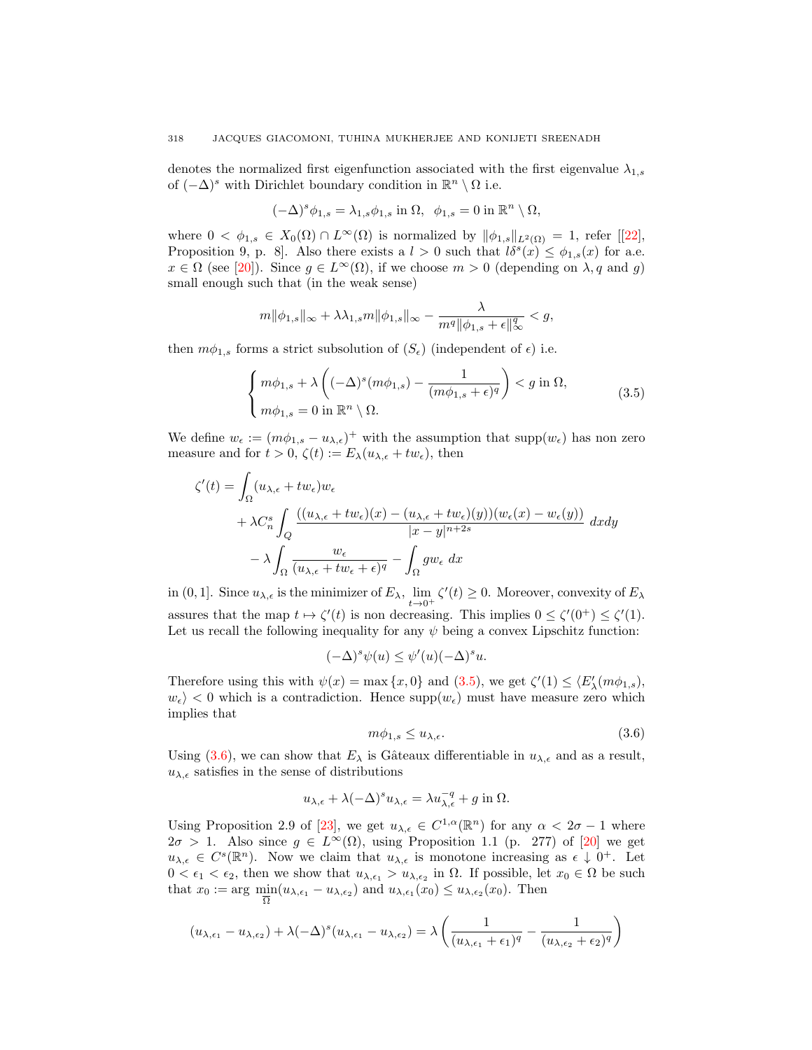denotes the normalized first eigenfunction associated with the first eigenvalue $\lambda_{1,s}$ of $(-\Delta)^s$ with Dirichlet boundary condition in $\mathbb{R}^n \setminus \Omega$ i.e.

$$(-\Delta)^s \phi_{1,s} = \lambda_{1,s}\phi_{1,s} \text{ in } \Omega, \;\; \phi_{1,s} = 0 \text{ in } \mathbb{R}^n \setminus \Omega,$$

where $0 < \phi_{1,s} \in X_0(\Omega) \cap L^\infty(\Omega)$ is normalized by $\|\phi_{1,s}\|_{L^2(\Omega)} = 1$, refer [[22], Proposition 9, p. 8]. Also there exists a $l > 0$ such that $l\delta^s(x) \leq \phi_{1,s}(x)$ for a.e. $x \in \Omega$ (see [20]). Since $g \in L^\infty(\Omega)$, if we choose $m > 0$ (depending on $\lambda, q$ and $g$) small enough such that (in the weak sense)

$$m\|\phi_{1,s}\|_\infty + \lambda\lambda_{1,s} m\|\phi_{1,s}\|_\infty - \frac{\lambda}{m^q\|\phi_{1,s}+\epsilon\|_\infty^q} < g,$$

then $m\phi_{1,s}$ forms a strict subsolution of $(S_\epsilon)$ (independent of $\epsilon$) i.e.

$$\begin{cases} m\phi_{1,s} + \lambda\left((-\Delta)^s(m\phi_{1,s}) - \dfrac{1}{(m\phi_{1,s}+\epsilon)^q}\right) < g \text{ in } \Omega, \\ m\phi_{1,s} = 0 \text{ in } \mathbb{R}^n \setminus \Omega. \end{cases} \tag{3.5}$$

We define $w_\epsilon := (m\phi_{1,s} - u_{\lambda,\epsilon})^+$ with the assumption that $\text{supp}(w_\epsilon)$ has non zero measure and for $t > 0$, $\zeta(t) := E_\lambda(u_{\lambda,\epsilon} + tw_\epsilon)$, then

$$\begin{aligned} \zeta'(t) = & \int_\Omega (u_{\lambda,\epsilon} + tw_\epsilon)w_\epsilon \\ & + \lambda C_n^s \int_Q \frac{((u_{\lambda,\epsilon} + tw_\epsilon)(x) - (u_{\lambda,\epsilon} + tw_\epsilon)(y))(w_\epsilon(x) - w_\epsilon(y))}{|x-y|^{n+2s}}\, dxdy \\ & - \lambda\int_\Omega \frac{w_\epsilon}{(u_{\lambda,\epsilon} + tw_\epsilon + \epsilon)^q} - \int_\Omega gw_\epsilon\, dx \end{aligned}$$

in $(0, 1]$. Since $u_{\lambda,\epsilon}$ is the minimizer of $E_\lambda$, $\lim\limits_{t\to 0^+}\zeta'(t) \geq 0$. Moreover, convexity of $E_\lambda$ assures that the map $t \mapsto \zeta'(t)$ is non decreasing. This implies $0 \leq \zeta'(0^+) \leq \zeta'(1)$. Let us recall the following inequality for any $\psi$ being a convex Lipschitz function:

$$(-\Delta)^s\psi(u) \leq \psi'(u)(-\Delta)^s u.$$

Therefore using this with $\psi(x) = \max\{x, 0\}$ and (3.5), we get $\zeta'(1) \leq \langle E_\lambda'(m\phi_{1,s}), w_\epsilon\rangle < 0$ which is a contradiction. Hence $\text{supp}(w_\epsilon)$ must have measure zero which implies that

$$m\phi_{1,s} \leq u_{\lambda,\epsilon}. \tag{3.6}$$

Using (3.6), we can show that $E_\lambda$ is Gâteaux differentiable in $u_{\lambda,\epsilon}$ and as a result, $u_{\lambda,\epsilon}$ satisfies in the sense of distributions

$$u_{\lambda,\epsilon} + \lambda(-\Delta)^s u_{\lambda,\epsilon} = \lambda u_{\lambda,\epsilon}^{-q} + g \text{ in } \Omega.$$

Using Proposition 2.9 of [23], we get $u_{\lambda,\epsilon} \in C^{1,\alpha}(\mathbb{R}^n)$ for any $\alpha < 2\sigma - 1$ where $2\sigma > 1$. Also since $g \in L^\infty(\Omega)$, using Proposition 1.1 (p. 277) of [20] we get $u_{\lambda,\epsilon} \in C^s(\mathbb{R}^n)$. Now we claim that $u_{\lambda,\epsilon}$ is monotone increasing as $\epsilon \downarrow 0^+$. Let $0 < \epsilon_1 < \epsilon_2$, then we show that $u_{\lambda,\epsilon_1} > u_{\lambda,\epsilon_2}$ in $\Omega$. If possible, let $x_0 \in \Omega$ be such that $x_0 := \arg\min\limits_{\overline{\Omega}}(u_{\lambda,\epsilon_1} - u_{\lambda,\epsilon_2})$ and $u_{\lambda,\epsilon_1}(x_0) \leq u_{\lambda,\epsilon_2}(x_0)$. Then

$$(u_{\lambda,\epsilon_1} - u_{\lambda,\epsilon_2}) + \lambda(-\Delta)^s(u_{\lambda,\epsilon_1} - u_{\lambda,\epsilon_2}) = \lambda\left(\frac{1}{(u_{\lambda,\epsilon_1}+\epsilon_1)^q} - \frac{1}{(u_{\lambda,\epsilon_2}+\epsilon_2)^q}\right)$$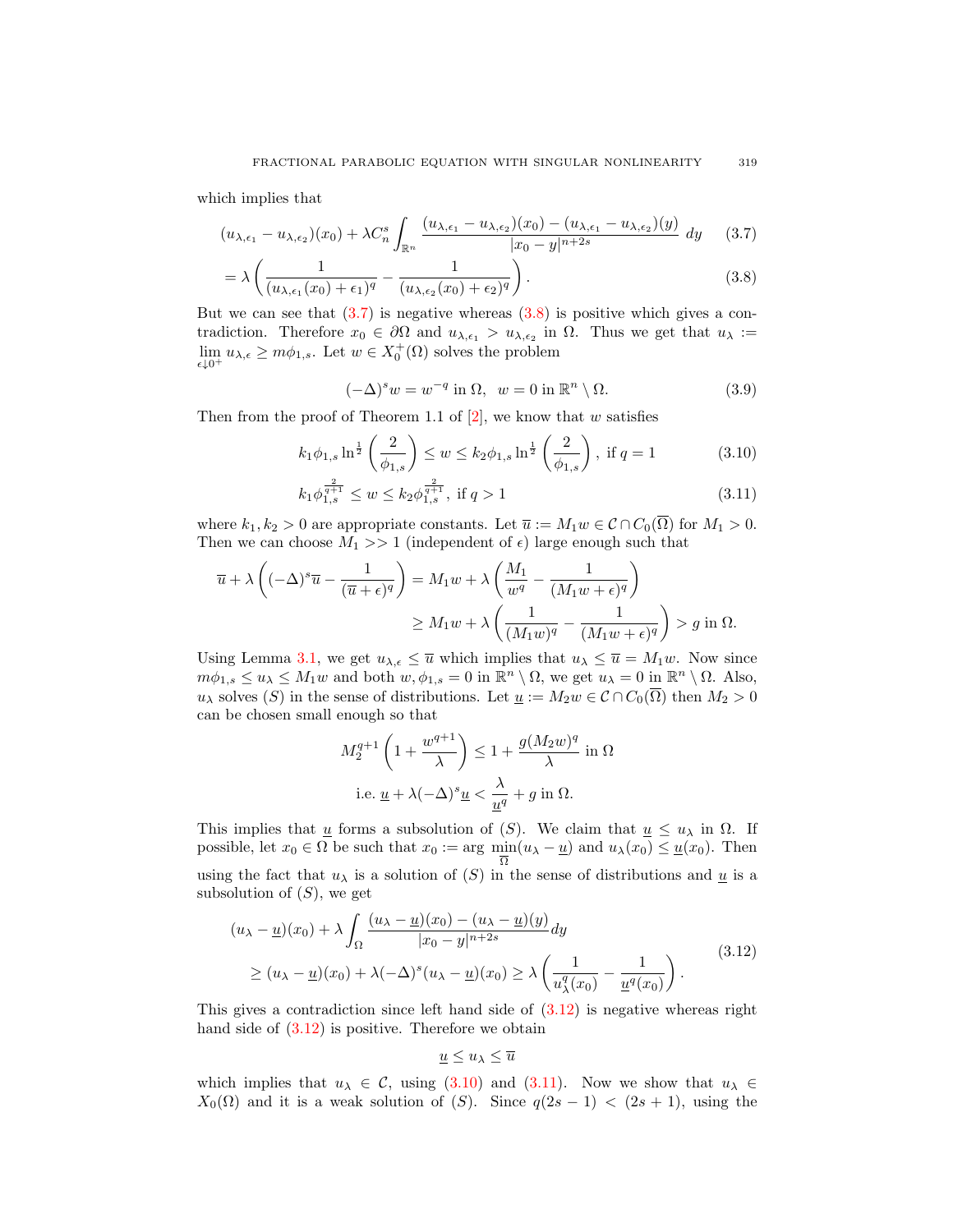which implies that

$$(u_{\lambda,\epsilon_1} - u_{\lambda,\epsilon_2})(x_0) + \lambda C_n^s \int_{\mathbb{R}^n} \frac{(u_{\lambda,\epsilon_1} - u_{\lambda,\epsilon_2})(x_0) - (u_{\lambda,\epsilon_1} - u_{\lambda,\epsilon_2})(y)}{|x_0 - y|^{n+2s}}\, dy \tag{3.7}$$

$$= \lambda \left( \frac{1}{(u_{\lambda,\epsilon_1}(x_0) + \epsilon_1)^q} - \frac{1}{(u_{\lambda,\epsilon_2}(x_0) + \epsilon_2)^q} \right). \tag{3.8}$$

But we can see that (3.7) is negative whereas (3.8) is positive which gives a contradiction. Therefore $x_0 \in \partial\Omega$ and $u_{\lambda,\epsilon_1} > u_{\lambda,\epsilon_2}$ in $\Omega$. Thus we get that $u_\lambda := \lim\limits_{\epsilon \downarrow 0^+} u_{\lambda,\epsilon} \geq m\phi_{1,s}$. Let $w \in X_0^+(\Omega)$ solves the problem

$$(-\Delta)^s w = w^{-q} \text{ in } \Omega, \;\; w = 0 \text{ in } \mathbb{R}^n \setminus \Omega. \tag{3.9}$$

Then from the proof of Theorem 1.1 of [2], we know that $w$ satisfies

$$k_1 \phi_{1,s} \ln^{\frac{1}{2}}\left(\frac{2}{\phi_{1,s}}\right) \leq w \leq k_2 \phi_{1,s} \ln^{\frac{1}{2}}\left(\frac{2}{\phi_{1,s}}\right), \text{ if } q = 1 \tag{3.10}$$

$$k_1 \phi_{1,s}^{\frac{2}{q+1}} \leq w \leq k_2 \phi_{1,s}^{\frac{2}{q+1}}, \text{ if } q > 1 \tag{3.11}$$

where $k_1, k_2 > 0$ are appropriate constants. Let $\overline{u} := M_1 w \in \mathcal{C} \cap C_0(\overline{\Omega})$ for $M_1 > 0$. Then we can choose $M_1 >> 1$ (independent of $\epsilon$) large enough such that

$$\begin{aligned}\overline{u} + \lambda\left((-\Delta)^s \overline{u} - \frac{1}{(\overline{u} + \epsilon)^q}\right) &= M_1 w + \lambda\left(\frac{M_1}{w^q} - \frac{1}{(M_1 w + \epsilon)^q}\right) \\ &\geq M_1 w + \lambda\left(\frac{1}{(M_1 w)^q} - \frac{1}{(M_1 w + \epsilon)^q}\right) > g \text{ in } \Omega.\end{aligned}$$

Using Lemma 3.1, we get $u_{\lambda,\epsilon} \leq \overline{u}$ which implies that $u_\lambda \leq \overline{u} = M_1 w$. Now since $m\phi_{1,s} \leq u_\lambda \leq M_1 w$ and both $w, \phi_{1,s} = 0$ in $\mathbb{R}^n \setminus \Omega$, we get $u_\lambda = 0$ in $\mathbb{R}^n \setminus \Omega$. Also, $u_\lambda$ solves $(S)$ in the sense of distributions. Let $\underline{u} := M_2 w \in \mathcal{C} \cap C_0(\overline{\Omega})$ then $M_2 > 0$ can be chosen small enough so that

$$M_2^{q+1}\left(1 + \frac{w^{q+1}}{\lambda}\right) \leq 1 + \frac{g(M_2 w)^q}{\lambda} \text{ in } \Omega$$

$$\text{i.e. } \underline{u} + \lambda(-\Delta)^s \underline{u} < \frac{\lambda}{\underline{u}^q} + g \text{ in } \Omega.$$

This implies that $\underline{u}$ forms a subsolution of $(S)$. We claim that $\underline{u} \leq u_\lambda$ in $\Omega$. If possible, let $x_0 \in \Omega$ be such that $x_0 := \arg \min\limits_{\overline{\Omega}} (u_\lambda - \underline{u})$ and $u_\lambda(x_0) \leq \underline{u}(x_0)$. Then using the fact that $u_\lambda$ is a solution of $(S)$ in the sense of distributions and $\underline{u}$ is a subsolution of $(S)$, we get

$$\begin{aligned}&(u_\lambda - \underline{u})(x_0) + \lambda \int_\Omega \frac{(u_\lambda - \underline{u})(x_0) - (u_\lambda - \underline{u})(y)}{|x_0 - y|^{n+2s}} dy \\ &\quad \geq (u_\lambda - \underline{u})(x_0) + \lambda(-\Delta)^s (u_\lambda - \underline{u})(x_0) \geq \lambda\left(\frac{1}{u_\lambda^q(x_0)} - \frac{1}{\underline{u}^q(x_0)}\right).\end{aligned} \tag{3.12}$$

This gives a contradiction since left hand side of (3.12) is negative whereas right hand side of (3.12) is positive. Therefore we obtain

$$\underline{u} \leq u_\lambda \leq \overline{u}$$

which implies that $u_\lambda \in \mathcal{C}$, using (3.10) and (3.11). Now we show that $u_\lambda \in X_0(\Omega)$ and it is a weak solution of $(S)$. Since $q(2s-1) < (2s+1)$, using the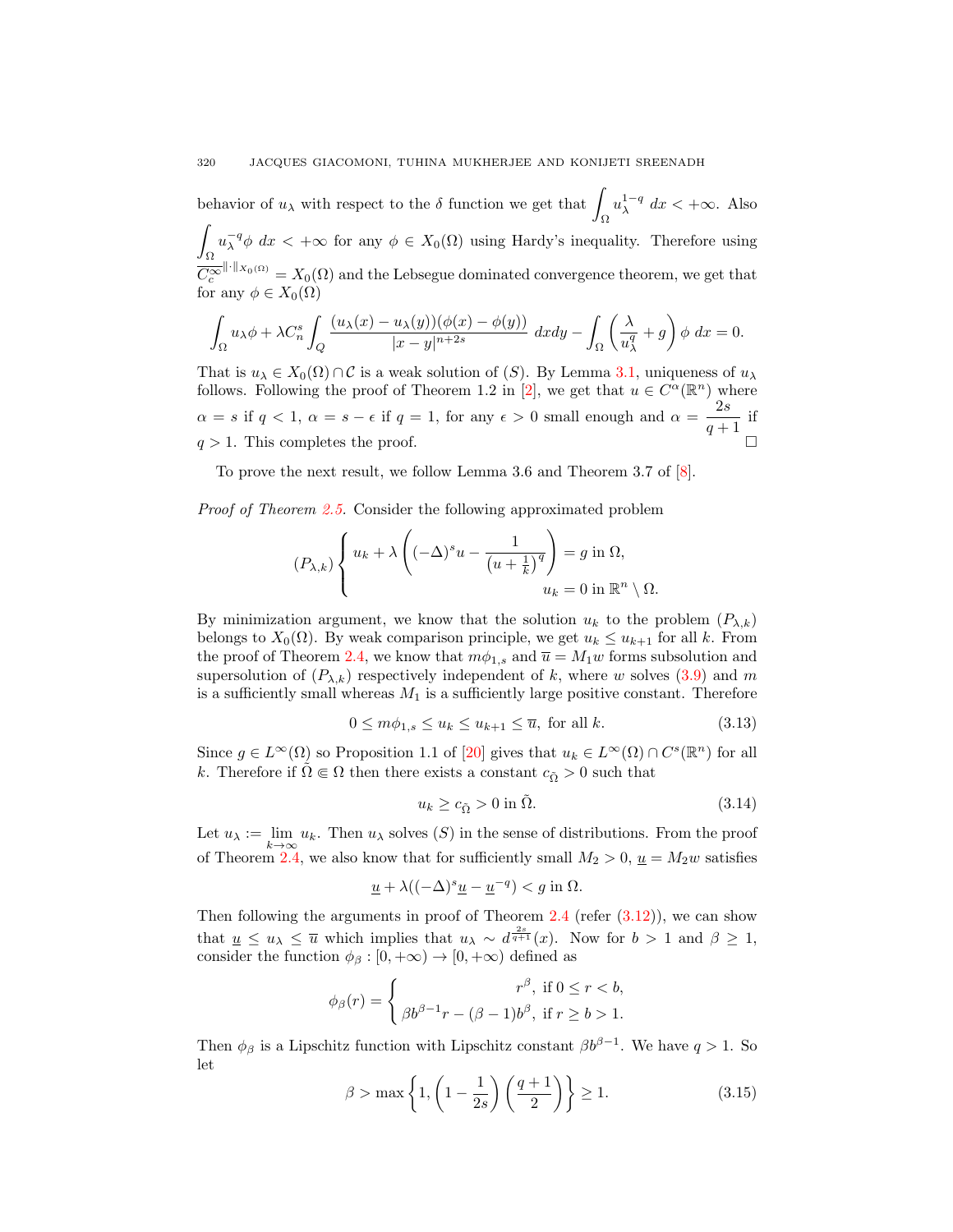behavior of $u_\lambda$ with respect to the $\delta$ function we get that $\int_\Omega u_\lambda^{1-q}\,dx < +\infty$. Also $\int_\Omega u_\lambda^{-q}\phi\,dx < +\infty$ for any $\phi \in X_0(\Omega)$ using Hardy's inequality. Therefore using $\overline{C_c^\infty}^{\|\cdot\|_{X_0(\Omega)}} = X_0(\Omega)$ and the Lebsegue dominated convergence theorem, we get that for any $\phi \in X_0(\Omega)$

$$\int_\Omega u_\lambda \phi + \lambda C_n^s \int_Q \frac{(u_\lambda(x)-u_\lambda(y))(\phi(x)-\phi(y))}{|x-y|^{n+2s}}\,dxdy - \int_\Omega \left(\frac{\lambda}{u_\lambda^q} + g\right)\phi\,dx = 0.$$

That is $u_\lambda \in X_0(\Omega)\cap \mathcal{C}$ is a weak solution of $(S)$. By Lemma 3.1, uniqueness of $u_\lambda$ follows. Following the proof of Theorem 1.2 in [2], we get that $u \in C^\alpha(\mathbb{R}^n)$ where $\alpha = s$ if $q<1$, $\alpha = s-\epsilon$ if $q=1$, for any $\epsilon>0$ small enough and $\alpha = \dfrac{2s}{q+1}$ if $q>1$. This completes the proof. $\square$

To prove the next result, we follow Lemma 3.6 and Theorem 3.7 of [8].

*Proof of Theorem 2.5.* Consider the following approximated problem

$$(P_{\lambda,k})\begin{cases} u_k + \lambda\left((-\Delta)^s u - \dfrac{1}{\left(u+\frac{1}{k}\right)^q}\right) = g \text{ in } \Omega,\\ \qquad\qquad\qquad\qquad\qquad u_k = 0 \text{ in } \mathbb{R}^n\setminus\Omega.\end{cases}$$

By minimization argument, we know that the solution $u_k$ to the problem $(P_{\lambda,k})$ belongs to $X_0(\Omega)$. By weak comparison principle, we get $u_k \le u_{k+1}$ for all $k$. From the proof of Theorem 2.4, we know that $m\phi_{1,s}$ and $\overline{u} = M_1 w$ forms subsolution and supersolution of $(P_{\lambda,k})$ respectively independent of $k$, where $w$ solves (3.9) and $m$ is a sufficiently small whereas $M_1$ is a sufficiently large positive constant. Therefore

$$0 \le m\phi_{1,s} \le u_k \le u_{k+1} \le \overline{u}, \text{ for all } k. \tag{3.13}$$

Since $g \in L^\infty(\Omega)$ so Proposition 1.1 of [20] gives that $u_k \in L^\infty(\Omega)\cap C^s(\mathbb{R}^n)$ for all $k$. Therefore if $\tilde{\Omega} \Subset \Omega$ then there exists a constant $c_{\tilde{\Omega}}>0$ such that

$$u_k \ge c_{\tilde{\Omega}} > 0 \text{ in } \tilde{\Omega}. \tag{3.14}$$

Let $u_\lambda := \lim_{k\to\infty} u_k$. Then $u_\lambda$ solves $(S)$ in the sense of distributions. From the proof of Theorem 2.4, we also know that for sufficiently small $M_2>0$, $\underline{u} = M_2 w$ satisfies

$$\underline{u} + \lambda((-\Delta)^s \underline{u} - \underline{u}^{-q}) < g \text{ in } \Omega.$$

Then following the arguments in proof of Theorem 2.4 (refer (3.12)), we can show that $\underline{u} \le u_\lambda \le \overline{u}$ which implies that $u_\lambda \sim d^{\frac{2s}{q+1}}(x)$. Now for $b>1$ and $\beta \ge 1$, consider the function $\phi_\beta : [0,+\infty) \to [0,+\infty)$ defined as

$$\phi_\beta(r) = \begin{cases} r^\beta, \text{ if } 0 \le r < b,\\ \beta b^{\beta-1} r - (\beta-1)b^\beta, \text{ if } r \ge b > 1.\end{cases}$$

Then $\phi_\beta$ is a Lipschitz function with Lipschitz constant $\beta b^{\beta-1}$. We have $q>1$. So let

$$\beta > \max\left\{1, \left(1-\frac{1}{2s}\right)\left(\frac{q+1}{2}\right)\right\} \ge 1. \tag{3.15}$$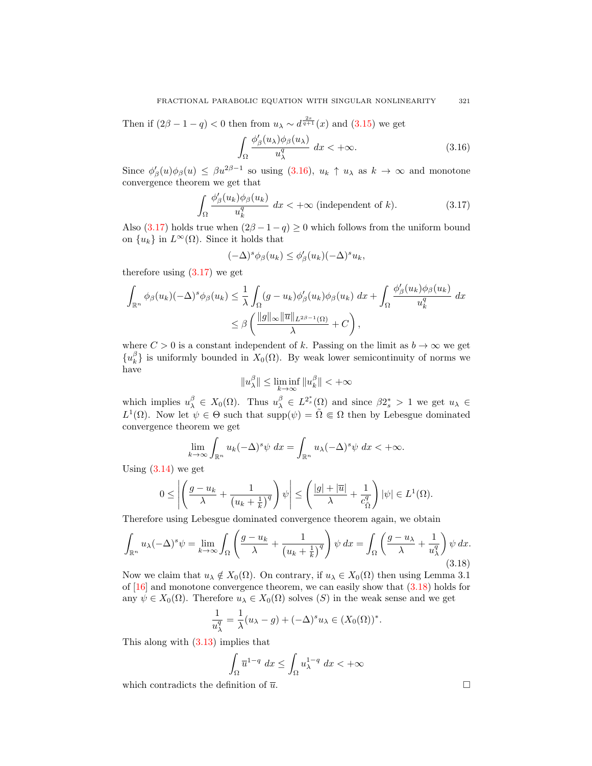Then if $(2\beta - 1 - q) < 0$ then from $u_\lambda \sim d^{\frac{2s}{q+1}}(x)$ and (3.15) we get

$$\int_\Omega \frac{\phi'_\beta(u_\lambda)\phi_\beta(u_\lambda)}{u_\lambda^q}\, dx < +\infty. \tag{3.16}$$

Since $\phi'_\beta(u)\phi_\beta(u) \leq \beta u^{2\beta-1}$ so using (3.16), $u_k \uparrow u_\lambda$ as $k \to \infty$ and monotone convergence theorem we get that

$$\int_\Omega \frac{\phi'_\beta(u_k)\phi_\beta(u_k)}{u_k^q}\, dx < +\infty \text{ (independent of } k). \tag{3.17}$$

Also (3.17) holds true when $(2\beta - 1 - q) \geq 0$ which follows from the uniform bound on $\{u_k\}$ in $L^\infty(\Omega)$. Since it holds that

$$(-\Delta)^s \phi_\beta(u_k) \leq \phi'_\beta(u_k)(-\Delta)^s u_k,$$

therefore using (3.17) we get

$$\begin{aligned}
\int_{\mathbb{R}^n} \phi_\beta(u_k)(-\Delta)^s \phi_\beta(u_k) &\leq \frac{1}{\lambda}\int_\Omega (g - u_k)\phi'_\beta(u_k)\phi_\beta(u_k)\, dx + \int_\Omega \frac{\phi'_\beta(u_k)\phi_\beta(u_k)}{u_k^q}\, dx \\
&\leq \beta\left(\frac{\|g\|_\infty \|\overline{u}\|_{L^{2\beta-1}(\Omega)}}{\lambda} + C\right),
\end{aligned}$$

where $C > 0$ is a constant independent of $k$. Passing on the limit as $b \to \infty$ we get $\{u_k^\beta\}$ is uniformly bounded in $X_0(\Omega)$. By weak lower semicontinuity of norms we have

$$\|u_\lambda^\beta\| \leq \liminf_{k\to\infty} \|u_k^\beta\| < +\infty$$

which implies $u_\lambda^\beta \in X_0(\Omega)$. Thus $u_\lambda^\beta \in L^{2_s^*}(\Omega)$ and since $\beta 2_s^* > 1$ we get $u_\lambda \in L^1(\Omega)$. Now let $\psi \in \Theta$ such that $\operatorname{supp}(\psi) = \tilde{\Omega} \Subset \Omega$ then by Lebesgue dominated convergence theorem we get

$$\lim_{k\to\infty} \int_{\mathbb{R}^n} u_k(-\Delta)^s \psi\, dx = \int_{\mathbb{R}^n} u_\lambda(-\Delta)^s \psi\, dx < +\infty.$$

Using (3.14) we get

$$0 \leq \left|\left(\frac{g - u_k}{\lambda} + \frac{1}{\left(u_k + \frac{1}{k}\right)^q}\right)\psi\right| \leq \left(\frac{|g| + |\overline{u}|}{\lambda} + \frac{1}{c_{\tilde{\Omega}}^q}\right)|\psi| \in L^1(\Omega).$$

Therefore using Lebesgue dominated convergence theorem again, we obtain

$$\int_{\mathbb{R}^n} u_\lambda(-\Delta)^s\psi = \lim_{k\to\infty}\int_\Omega \left(\frac{g - u_k}{\lambda} + \frac{1}{\left(u_k + \frac{1}{k}\right)^q}\right)\psi\, dx = \int_\Omega \left(\frac{g - u_\lambda}{\lambda} + \frac{1}{u_\lambda^q}\right)\psi\, dx. \tag{3.18}$$

Now we claim that $u_\lambda \notin X_0(\Omega)$. On contrary, if $u_\lambda \in X_0(\Omega)$ then using Lemma 3.1 of [16] and monotone convergence theorem, we can easily show that (3.18) holds for any $\psi \in X_0(\Omega)$. Therefore $u_\lambda \in X_0(\Omega)$ solves $(S)$ in the weak sense and we get

$$\frac{1}{u_\lambda^q} = \frac{1}{\lambda}(u_\lambda - g) + (-\Delta)^s u_\lambda \in (X_0(\Omega))^*.$$

This along with (3.13) implies that

$$\int_\Omega \overline{u}^{1-q}\, dx \leq \int_\Omega u_\lambda^{1-q}\, dx < +\infty$$

which contradicts the definition of $\overline{u}$. $\square$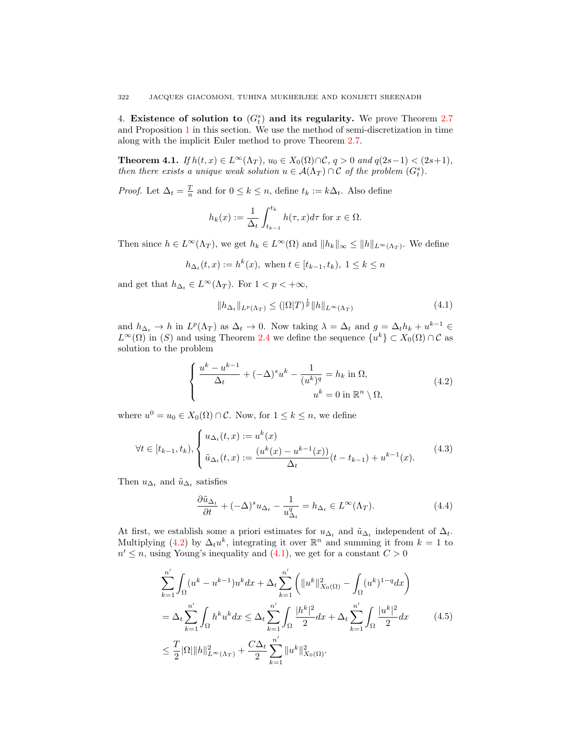4. **Existence of solution to $(G_t^s)$ and its regularity.** We prove Theorem 2.7 and Proposition 1 in this section. We use the method of semi-discretization in time along with the implicit Euler method to prove Theorem 2.7.

**Theorem 4.1.** *If $h(t,x) \in L^\infty(\Lambda_T)$, $u_0 \in X_0(\Omega)\cap\mathcal{C}$, $q>0$ and $q(2s-1)<(2s+1)$, then there exists a unique weak solution $u \in \mathcal{A}(\Lambda_T)\cap\mathcal{C}$ of the problem $(G_t^s)$.*

*Proof.* Let $\Delta_t = \frac{T}{n}$ and for $0 \le k \le n$, define $t_k := k\Delta_t$. Also define

$$h_k(x) := \frac{1}{\Delta_t}\int_{t_{k-1}}^{t_k} h(\tau, x)d\tau \text{ for } x \in \Omega.$$

Then since $h \in L^\infty(\Lambda_T)$, we get $h_k \in L^\infty(\Omega)$ and $\|h_k\|_\infty \le \|h\|_{L^\infty(\Lambda_T)}$. We define

$$h_{\Delta_t}(t,x) := h^k(x), \text{ when } t \in [t_{k-1}, t_k),\ 1 \le k \le n$$

and get that $h_{\Delta_t} \in L^\infty(\Lambda_T)$. For $1 < p < +\infty$,

$$\|h_{\Delta_t}\|_{L^p(\Lambda_T)} \le (|\Omega| T)^{\frac{1}{p}} \|h\|_{L^\infty(\Lambda_T)} \tag{4.1}$$

and $h_{\Delta_t} \to h$ in $L^p(\Lambda_T)$ as $\Delta_t \to 0$. Now taking $\lambda = \Delta_t$ and $g = \Delta_t h_k + u^{k-1} \in L^\infty(\Omega)$ in $(S)$ and using Theorem 2.4 we define the sequence $\{u^k\} \subset X_0(\Omega)\cap\mathcal{C}$ as solution to the problem

$$\begin{cases} \dfrac{u^k - u^{k-1}}{\Delta_t} + (-\Delta)^s u^k - \dfrac{1}{(u^k)^q} = h_k \text{ in } \Omega, \\ \qquad\qquad\qquad\qquad\qquad u^k = 0 \text{ in } \mathbb{R}^n \setminus \Omega, \end{cases} \tag{4.2}$$

where $u^0 = u_0 \in X_0(\Omega)\cap\mathcal{C}$. Now, for $1 \le k \le n$, we define

$$\forall t \in [t_{k-1}, t_k), \begin{cases} u_{\Delta_t}(t,x) := u^k(x) \\ \tilde{u}_{\Delta_t}(t,x) := \dfrac{(u^k(x) - u^{k-1}(x))}{\Delta_t}(t - t_{k-1}) + u^{k-1}(x). \end{cases} \tag{4.3}$$

Then $u_{\Delta_t}$ and $\tilde{u}_{\Delta_t}$ satisfies

$$\frac{\partial \tilde{u}_{\Delta_t}}{\partial t} + (-\Delta)^s u_{\Delta_t} - \frac{1}{u_{\Delta_t}^q} = h_{\Delta_t} \in L^\infty(\Lambda_T). \tag{4.4}$$

At first, we establish some a priori estimates for $u_{\Delta_t}$ and $\tilde{u}_{\Delta_t}$ independent of $\Delta_t$. Multiplying (4.2) by $\Delta_t u^k$, integrating it over $\mathbb{R}^n$ and summing it from $k=1$ to $n' \le n$, using Young's inequality and (4.1), we get for a constant $C>0$

$$\begin{aligned}
&\sum_{k=1}^{n'} \int_\Omega (u^k - u^{k-1})u^k dx + \Delta_t \sum_{k=1}^{n'} \left( \|u^k\|_{X_0(\Omega)}^2 - \int_\Omega (u^k)^{1-q} dx \right) \\
&= \Delta_t \sum_{k=1}^{n'} \int_\Omega h^k u^k dx \le \Delta_t \sum_{k=1}^{n'} \int_\Omega \frac{|h^k|^2}{2} dx + \Delta_t \sum_{k=1}^{n'} \int_\Omega \frac{|u^k|^2}{2} dx \\
&\le \frac{T}{2}|\Omega| \|h\|_{L^\infty(\Lambda_T)}^2 + \frac{C\Delta_t}{2} \sum_{k=1}^{n'} \|u^k\|_{X_0(\Omega)}^2.
\end{aligned} \tag{4.5}$$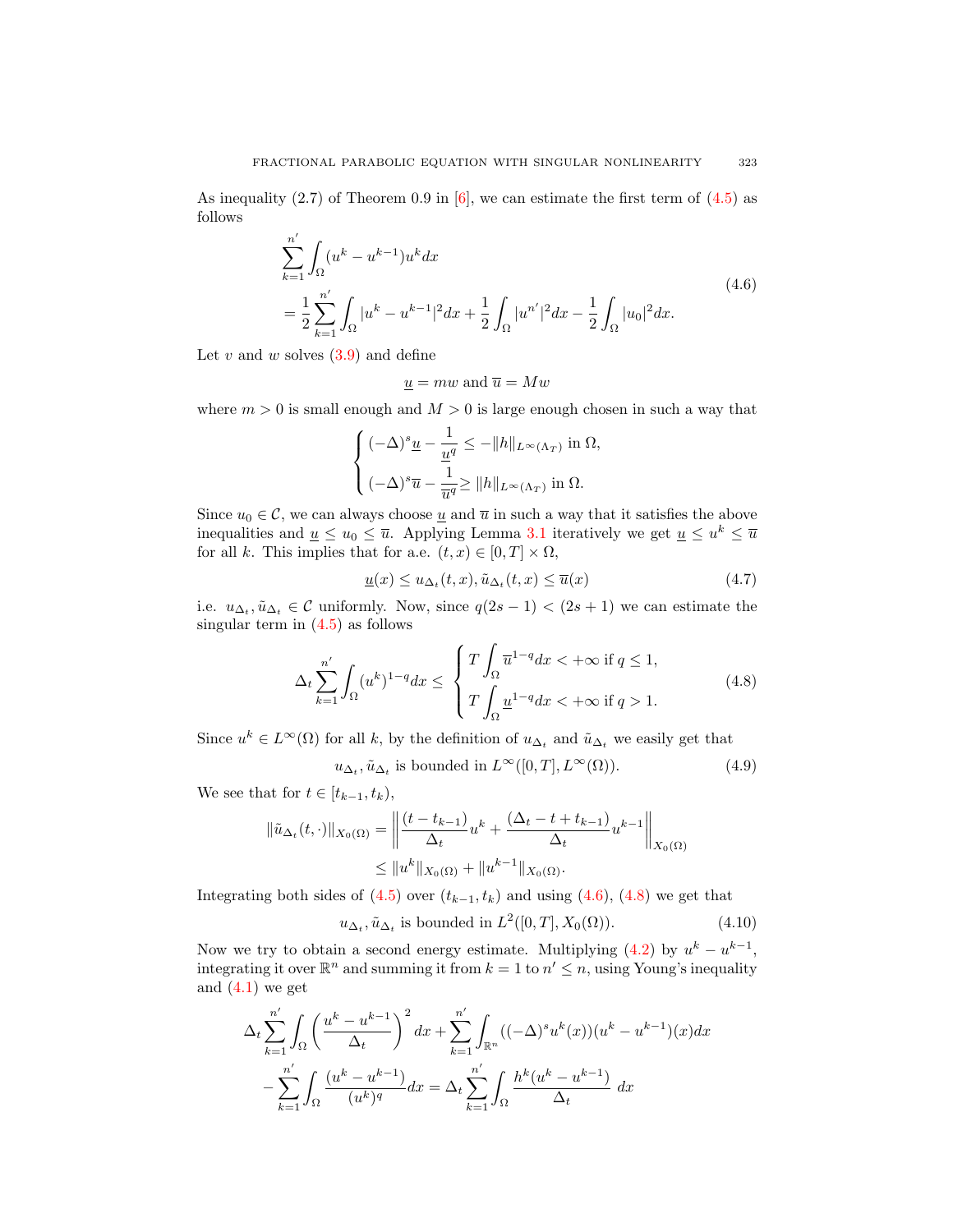As inequality (2.7) of Theorem 0.9 in [6], we can estimate the first term of (4.5) as follows

$$
\begin{aligned}
&\sum_{k=1}^{n'} \int_\Omega (u^k - u^{k-1}) u^k dx \\
&= \frac{1}{2} \sum_{k=1}^{n'} \int_\Omega |u^k - u^{k-1}|^2 dx + \frac{1}{2} \int_\Omega |u^{n'}|^2 dx - \frac{1}{2} \int_\Omega |u_0|^2 dx.
\end{aligned} \tag{4.6}
$$

Let $v$ and $w$ solves (3.9) and define

$$
\underline{u} = mw \text{ and } \overline{u} = Mw
$$

where $m > 0$ is small enough and $M > 0$ is large enough chosen in such a way that

$$
\begin{cases}
(-\Delta)^s \underline{u} - \dfrac{1}{\underline{u}^q} \leq -\|h\|_{L^\infty(\Lambda_T)} \text{ in } \Omega, \\
(-\Delta)^s \overline{u} - \dfrac{1}{\overline{u}^q} \geq \|h\|_{L^\infty(\Lambda_T)} \text{ in } \Omega.
\end{cases}
$$

Since $u_0 \in \mathcal{C}$, we can always choose $\underline{u}$ and $\overline{u}$ in such a way that it satisfies the above inequalities and $\underline{u} \leq u_0 \leq \overline{u}$. Applying Lemma 3.1 iteratively we get $\underline{u} \leq u^k \leq \overline{u}$ for all $k$. This implies that for a.e. $(t, x) \in [0, T] \times \Omega$,

$$
\underline{u}(x) \leq u_{\Delta_t}(t, x), \tilde{u}_{\Delta_t}(t, x) \leq \overline{u}(x) \tag{4.7}
$$

i.e. $u_{\Delta_t}, \tilde{u}_{\Delta_t} \in \mathcal{C}$ uniformly. Now, since $q(2s-1) < (2s+1)$ we can estimate the singular term in (4.5) as follows

$$
\Delta_t \sum_{k=1}^{n'} \int_\Omega (u^k)^{1-q} dx \leq
\begin{cases}
T \displaystyle\int_\Omega \overline{u}^{1-q} dx < +\infty \text{ if } q \leq 1, \\
T \displaystyle\int_\Omega \underline{u}^{1-q} dx < +\infty \text{ if } q > 1.
\end{cases} \tag{4.8}
$$

Since $u^k \in L^\infty(\Omega)$ for all $k$, by the definition of $u_{\Delta_t}$ and $\tilde{u}_{\Delta_t}$ we easily get that

$$
u_{\Delta_t}, \tilde{u}_{\Delta_t} \text{ is bounded in } L^\infty([0, T], L^\infty(\Omega)). \tag{4.9}
$$

We see that for $t \in [t_{k-1}, t_k)$,

$$
\begin{aligned}
\|\tilde{u}_{\Delta_t}(t, \cdot)\|_{X_0(\Omega)} &= \left\| \frac{(t - t_{k-1})}{\Delta_t} u^k + \frac{(\Delta_t - t + t_{k-1})}{\Delta_t} u^{k-1} \right\|_{X_0(\Omega)} \\
&\leq \|u^k\|_{X_0(\Omega)} + \|u^{k-1}\|_{X_0(\Omega)}.
\end{aligned}
$$

Integrating both sides of (4.5) over $(t_{k-1}, t_k)$ and using (4.6), (4.8) we get that

$$
u_{\Delta_t}, \tilde{u}_{\Delta_t} \text{ is bounded in } L^2([0, T], X_0(\Omega)). \tag{4.10}
$$

Now we try to obtain a second energy estimate. Multiplying (4.2) by $u^k - u^{k-1}$, integrating it over $\mathbb{R}^n$ and summing it from $k = 1$ to $n' \leq n$, using Young's inequality and (4.1) we get

$$
\begin{aligned}
&\Delta_t \sum_{k=1}^{n'} \int_\Omega \left( \frac{u^k - u^{k-1}}{\Delta_t} \right)^2 dx + \sum_{k=1}^{n'} \int_{\mathbb{R}^n} ((-\Delta)^s u^k(x))(u^k - u^{k-1})(x) dx \\
&- \sum_{k=1}^{n'} \int_\Omega \frac{(u^k - u^{k-1})}{(u^k)^q} dx = \Delta_t \sum_{k=1}^{n'} \int_\Omega \frac{h^k (u^k - u^{k-1})}{\Delta_t} \, dx
\end{aligned}
$$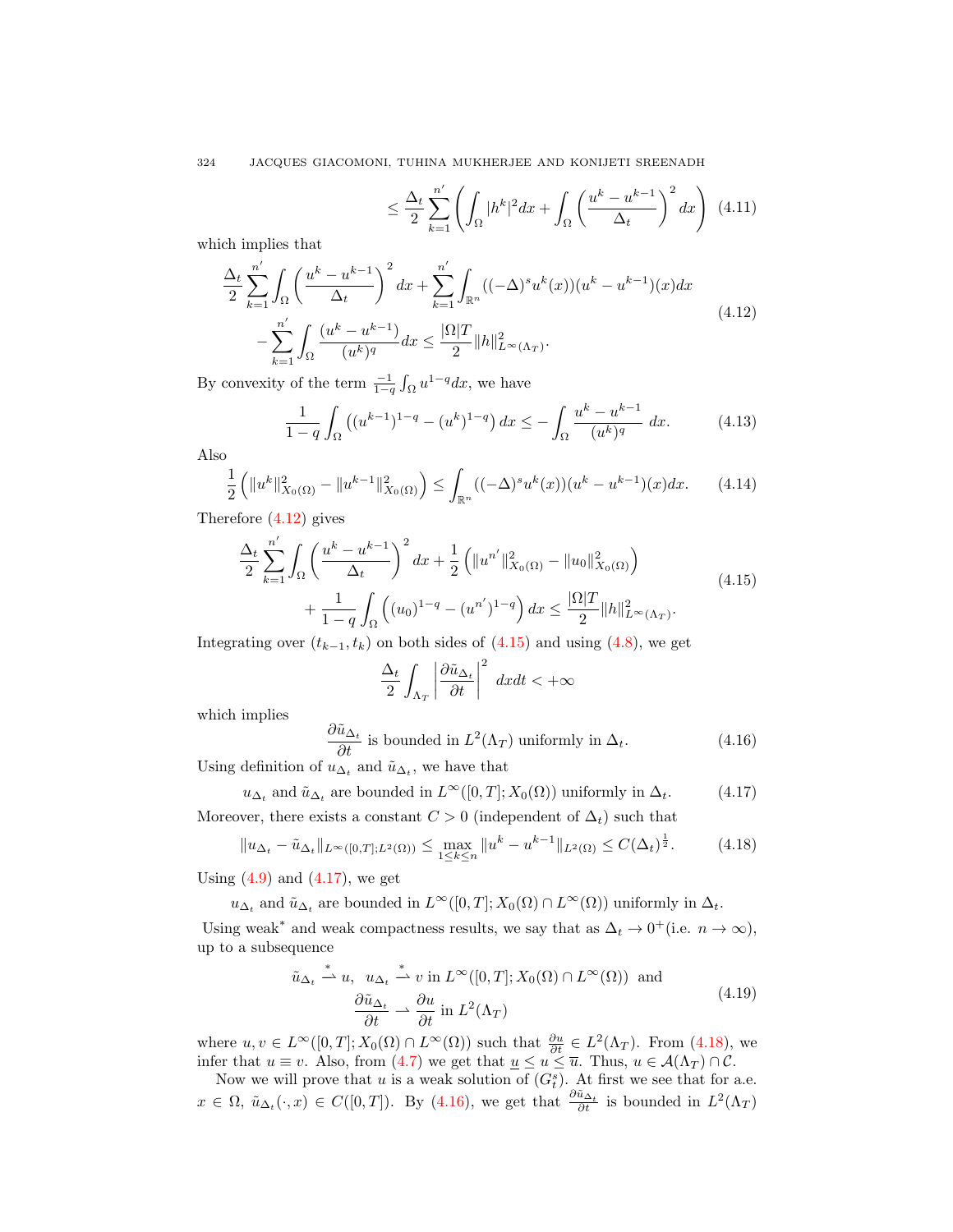$$\leq \frac{\Delta_t}{2}\sum_{k=1}^{n'}\left(\int_\Omega |h^k|^2 dx + \int_\Omega \left(\frac{u^k - u^{k-1}}{\Delta_t}\right)^2 dx\right) \quad (4.11)$$

which implies that

$$\begin{aligned}
&\frac{\Delta_t}{2}\sum_{k=1}^{n'}\int_\Omega \left(\frac{u^k - u^{k-1}}{\Delta_t}\right)^2 dx + \sum_{k=1}^{n'}\int_{\mathbb{R}^n} ((-\Delta)^s u^k(x))(u^k - u^{k-1})(x)dx \\
&\quad - \sum_{k=1}^{n'}\int_\Omega \frac{(u^k - u^{k-1})}{(u^k)^q}dx \leq \frac{|\Omega|T}{2}\|h\|^2_{L^\infty(\Lambda_T)}.
\end{aligned} \quad (4.12)$$

By convexity of the term $\frac{-1}{1-q}\int_\Omega u^{1-q}dx$, we have

$$\frac{1}{1-q}\int_\Omega \left((u^{k-1})^{1-q} - (u^k)^{1-q}\right)dx \leq -\int_\Omega \frac{u^k - u^{k-1}}{(u^k)^q}\, dx. \quad (4.13)$$

Also

$$\frac{1}{2}\left(\|u^k\|^2_{X_0(\Omega)} - \|u^{k-1}\|^2_{X_0(\Omega)}\right) \leq \int_{\mathbb{R}^n} ((-\Delta)^s u^k(x))(u^k - u^{k-1})(x)dx. \quad (4.14)$$

Therefore (4.12) gives

$$\begin{aligned}
&\frac{\Delta_t}{2}\sum_{k=1}^{n'}\int_\Omega \left(\frac{u^k - u^{k-1}}{\Delta_t}\right)^2 dx + \frac{1}{2}\left(\|u^{n'}\|^2_{X_0(\Omega)} - \|u_0\|^2_{X_0(\Omega)}\right) \\
&\quad + \frac{1}{1-q}\int_\Omega \left((u_0)^{1-q} - (u^{n'})^{1-q}\right)dx \leq \frac{|\Omega|T}{2}\|h\|^2_{L^\infty(\Lambda_T)}.
\end{aligned} \quad (4.15)$$

Integrating over $(t_{k-1}, t_k)$ on both sides of (4.15) and using (4.8), we get

$$\frac{\Delta_t}{2}\int_{\Lambda_T}\left|\frac{\partial \tilde{u}_{\Delta_t}}{\partial t}\right|^2 dxdt < +\infty$$

which implies

$$\frac{\partial \tilde{u}_{\Delta_t}}{\partial t} \text{ is bounded in } L^2(\Lambda_T) \text{ uniformly in } \Delta_t. \quad (4.16)$$

Using definition of $u_{\Delta_t}$ and $\tilde{u}_{\Delta_t}$, we have that

$$u_{\Delta_t} \text{ and } \tilde{u}_{\Delta_t} \text{ are bounded in } L^\infty([0,T]; X_0(\Omega)) \text{ uniformly in } \Delta_t. \quad (4.17)$$

Moreover, there exists a constant $C > 0$ (independent of $\Delta_t$) such that

$$\|u_{\Delta_t} - \tilde{u}_{\Delta_t}\|_{L^\infty([0,T];L^2(\Omega))} \leq \max_{1\leq k\leq n}\|u^k - u^{k-1}\|_{L^2(\Omega)} \leq C(\Delta_t)^{\frac{1}{2}}. \quad (4.18)$$

Using (4.9) and (4.17), we get

$$u_{\Delta_t} \text{ and } \tilde{u}_{\Delta_t} \text{ are bounded in } L^\infty([0,T]; X_0(\Omega)\cap L^\infty(\Omega)) \text{ uniformly in } \Delta_t.$$

Using weak$^*$ and weak compactness results, we say that as $\Delta_t \to 0^+$(i.e. $n\to\infty$), up to a subsequence

$$\begin{aligned}
&\tilde{u}_{\Delta_t} \overset{*}{\rightharpoonup} u,\ \ u_{\Delta_t} \overset{*}{\rightharpoonup} v \text{ in } L^\infty([0,T]; X_0(\Omega)\cap L^\infty(\Omega)) \text{ and} \\
&\frac{\partial \tilde{u}_{\Delta_t}}{\partial t} \rightharpoonup \frac{\partial u}{\partial t} \text{ in } L^2(\Lambda_T)
\end{aligned} \quad (4.19)$$

where $u, v \in L^\infty([0,T]; X_0(\Omega)\cap L^\infty(\Omega))$ such that $\frac{\partial u}{\partial t} \in L^2(\Lambda_T)$. From (4.18), we infer that $u \equiv v$. Also, from (4.7) we get that $\underline{u} \leq u \leq \overline{u}$. Thus, $u \in \mathcal{A}(\Lambda_T)\cap \mathcal{C}$.

Now we will prove that $u$ is a weak solution of $(G_t^s)$. At first we see that for a.e. $x \in \Omega$, $\tilde{u}_{\Delta_t}(\cdot, x) \in C([0,T])$. By (4.16), we get that $\frac{\partial \tilde{u}_{\Delta_t}}{\partial t}$ is bounded in $L^2(\Lambda_T)$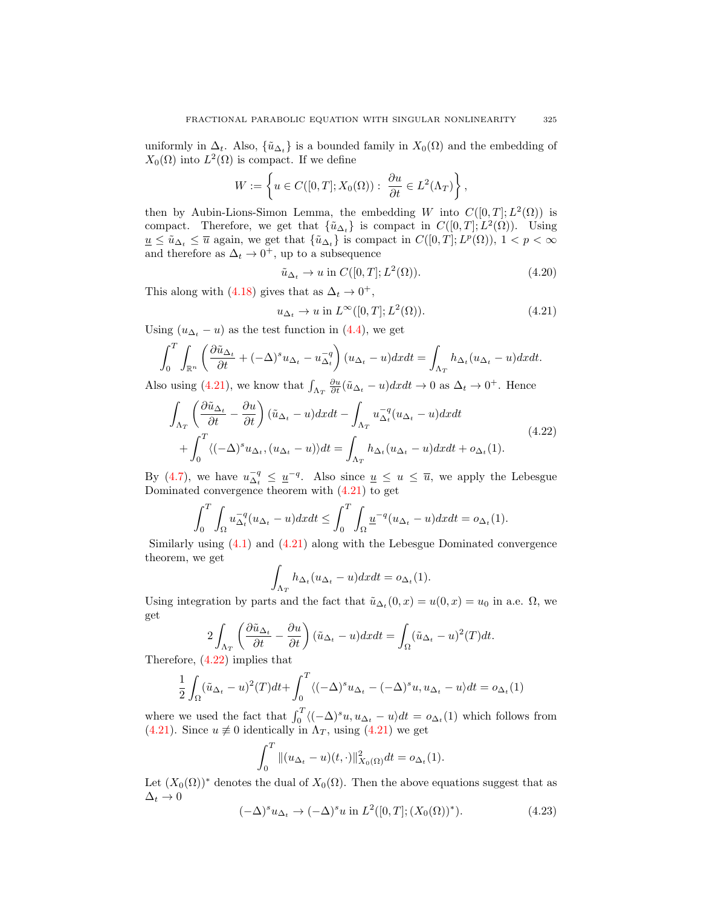uniformly in $\Delta_t$. Also, $\{\tilde{u}_{\Delta_t}\}$ is a bounded family in $X_0(\Omega)$ and the embedding of $X_0(\Omega)$ into $L^2(\Omega)$ is compact. If we define

$$W := \left\{ u \in C([0,T]; X_0(\Omega)) : \ \frac{\partial u}{\partial t} \in L^2(\Lambda_T) \right\},$$

then by Aubin-Lions-Simon Lemma, the embedding $W$ into $C([0,T]; L^2(\Omega))$ is compact. Therefore, we get that $\{\tilde{u}_{\Delta_t}\}$ is compact in $C([0,T]; L^2(\Omega))$. Using $\underline{u} \leq \tilde{u}_{\Delta_t} \leq \overline{u}$ again, we get that $\{\tilde{u}_{\Delta_t}\}$ is compact in $C([0,T]; L^p(\Omega))$, $1 < p < \infty$ and therefore as $\Delta_t \to 0^+$, up to a subsequence

$$\tilde{u}_{\Delta_t} \to u \text{ in } C([0,T]; L^2(\Omega)). \tag{4.20}$$

This along with (4.18) gives that as $\Delta_t \to 0^+$,

$$u_{\Delta_t} \to u \text{ in } L^\infty([0,T]; L^2(\Omega)). \tag{4.21}$$

Using $(u_{\Delta_t} - u)$ as the test function in (4.4), we get

$$\int_0^T \int_{\mathbb{R}^n} \left( \frac{\partial \tilde{u}_{\Delta_t}}{\partial t} + (-\Delta)^s u_{\Delta_t} - u_{\Delta_t}^{-q} \right) (u_{\Delta_t} - u) dx dt = \int_{\Lambda_T} h_{\Delta_t} (u_{\Delta_t} - u) dx dt.$$

Also using (4.21), we know that $\int_{\Lambda_T} \frac{\partial u}{\partial t} (\tilde{u}_{\Delta_t} - u) dx dt \to 0$ as $\Delta_t \to 0^+$. Hence

$$\begin{aligned} \int_{\Lambda_T} \left( \frac{\partial \tilde{u}_{\Delta_t}}{\partial t} - \frac{\partial u}{\partial t} \right) (\tilde{u}_{\Delta_t} - u) dx dt - \int_{\Lambda_T} u_{\Delta_t}^{-q} (u_{\Delta_t} - u) dx dt \\ + \int_0^T \langle (-\Delta)^s u_{\Delta_t}, (u_{\Delta_t} - u) \rangle dt = \int_{\Lambda_T} h_{\Delta_t} (u_{\Delta_t} - u) dx dt + o_{\Delta_t}(1). \end{aligned} \tag{4.22}$$

By (4.7), we have $u_{\Delta_t}^{-q} \leq \underline{u}^{-q}$. Also since $\underline{u} \leq u \leq \overline{u}$, we apply the Lebesgue Dominated convergence theorem with (4.21) to get

$$\int_0^T \int_\Omega u_{\Delta_t}^{-q} (u_{\Delta_t} - u) dx dt \leq \int_0^T \int_\Omega \underline{u}^{-q} (u_{\Delta_t} - u) dx dt = o_{\Delta_t}(1).$$

Similarly using (4.1) and (4.21) along with the Lebesgue Dominated convergence theorem, we get

$$\int_{\Lambda_T} h_{\Delta_t} (u_{\Delta_t} - u) dx dt = o_{\Delta_t}(1).$$

Using integration by parts and the fact that $\tilde{u}_{\Delta_t}(0,x) = u(0,x) = u_0$ in a.e. $\Omega$, we get

$$2 \int_{\Lambda_T} \left( \frac{\partial \tilde{u}_{\Delta_t}}{\partial t} - \frac{\partial u}{\partial t} \right) (\tilde{u}_{\Delta_t} - u) dx dt = \int_\Omega (\tilde{u}_{\Delta_t} - u)^2 (T) dt.$$

Therefore, (4.22) implies that

$$\frac{1}{2} \int_\Omega (\tilde{u}_{\Delta_t} - u)^2 (T) dt + \int_0^T \langle (-\Delta)^s u_{\Delta_t} - (-\Delta)^s u, u_{\Delta_t} - u \rangle dt = o_{\Delta_t}(1)$$

where we used the fact that $\int_0^T \langle (-\Delta)^s u, u_{\Delta_t} - u \rangle dt = o_{\Delta_t}(1)$ which follows from (4.21). Since $u \not\equiv 0$ identically in $\Lambda_T$, using (4.21) we get

$$\int_0^T \|(u_{\Delta_t} - u)(t, \cdot)\|_{X_0(\Omega)}^2 dt = o_{\Delta_t}(1).$$

Let $(X_0(\Omega))^*$ denotes the dual of $X_0(\Omega)$. Then the above equations suggest that as $\Delta_t \to 0$

$$(-\Delta)^s u_{\Delta_t} \to (-\Delta)^s u \text{ in } L^2([0,T]; (X_0(\Omega))^*). \tag{4.23}$$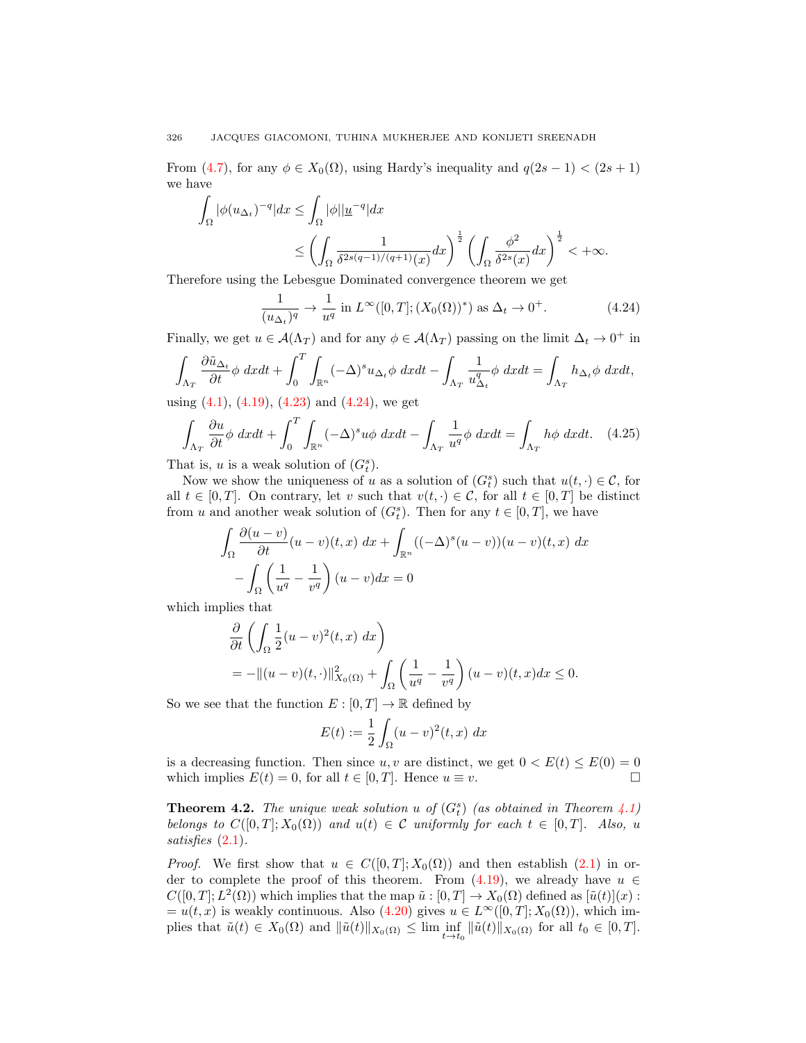From (4.7), for any $\phi \in X_0(\Omega)$, using Hardy's inequality and $q(2s-1) < (2s+1)$ we have

$$
\begin{aligned}
\int_\Omega |\phi (u_{\Delta_t})^{-q}| dx &\leq \int_\Omega |\phi||\underline{u}^{-q}| dx \\
&\leq \left( \int_\Omega \frac{1}{\delta^{2s(q-1)/(q+1)}(x)} dx \right)^{\frac{1}{2}} \left( \int_\Omega \frac{\phi^2}{\delta^{2s}(x)} dx \right)^{\frac{1}{2}} < +\infty.
\end{aligned}
$$

Therefore using the Lebesgue Dominated convergence theorem we get

$$
\frac{1}{(u_{\Delta_t})^q} \to \frac{1}{u^q} \text{ in } L^\infty([0,T]; (X_0(\Omega))^*) \text{ as } \Delta_t \to 0^+. \tag{4.24}
$$

Finally, we get $u \in \mathcal{A}(\Lambda_T)$ and for any $\phi \in \mathcal{A}(\Lambda_T)$ passing on the limit $\Delta_t \to 0^+$ in

$$
\int_{\Lambda_T} \frac{\partial \tilde{u}_{\Delta_t}}{\partial t} \phi \; dxdt + \int_0^T \int_{\mathbb{R}^n} (-\Delta)^s u_{\Delta_t} \phi \; dxdt - \int_{\Lambda_T} \frac{1}{u_{\Delta_t}^q} \phi \; dxdt = \int_{\Lambda_T} h_{\Delta_t} \phi \; dxdt,
$$

using (4.1), (4.19), (4.23) and (4.24), we get

$$
\int_{\Lambda_T} \frac{\partial u}{\partial t} \phi \; dxdt + \int_0^T \int_{\mathbb{R}^n} (-\Delta)^s u \phi \; dxdt - \int_{\Lambda_T} \frac{1}{u^q} \phi \; dxdt = \int_{\Lambda_T} h \phi \; dxdt. \tag{4.25}
$$

That is, $u$ is a weak solution of $(G_t^s)$.

Now we show the uniqueness of $u$ as a solution of $(G_t^s)$ such that $u(t,\cdot) \in \mathcal{C}$, for all $t \in [0,T]$. On contrary, let $v$ such that $v(t,\cdot) \in \mathcal{C}$, for all $t \in [0,T]$ be distinct from $u$ and another weak solution of $(G_t^s)$. Then for any $t \in [0,T]$, we have

$$
\begin{aligned}
&\int_\Omega \frac{\partial (u-v)}{\partial t} (u-v)(t,x) \; dx + \int_{\mathbb{R}^n} ((-\Delta)^s (u-v))(u-v)(t,x) \; dx \\
&\quad - \int_\Omega \left( \frac{1}{u^q} - \frac{1}{v^q} \right)(u-v) dx = 0
\end{aligned}
$$

which implies that

$$
\begin{aligned}
&\frac{\partial}{\partial t} \left( \int_\Omega \frac{1}{2} (u-v)^2(t,x) \; dx \right) \\
&= -\|(u-v)(t,\cdot)\|_{X_0(\Omega)}^2 + \int_\Omega \left( \frac{1}{u^q} - \frac{1}{v^q} \right)(u-v)(t,x) dx \leq 0.
\end{aligned}
$$

So we see that the function $E : [0,T] \to \mathbb{R}$ defined by

$$
E(t) := \frac{1}{2} \int_\Omega (u-v)^2(t,x) \; dx
$$

is a decreasing function. Then since $u, v$ are distinct, we get $0 < E(t) \leq E(0) = 0$ which implies $E(t) = 0$, for all $t \in [0,T]$. Hence $u \equiv v$. ☐

**Theorem 4.2.** *The unique weak solution $u$ of $(G_t^s)$ (as obtained in Theorem 4.1) belongs to $C([0,T]; X_0(\Omega))$ and $u(t) \in \mathcal{C}$ uniformly for each $t \in [0,T]$. Also, $u$ satisfies (2.1).*

*Proof.* We first show that $u \in C([0,T]; X_0(\Omega))$ and then establish (2.1) in order to complete the proof of this theorem. From (4.19), we already have $u \in C([0,T]; L^2(\Omega))$ which implies that the map $\tilde{u} : [0,T] \to X_0(\Omega)$ defined as $[\tilde{u}(t)](x) := u(t,x)$ is weakly continuous. Also (4.20) gives $u \in L^\infty([0,T]; X_0(\Omega))$, which implies that $\tilde{u}(t) \in X_0(\Omega)$ and $\|\tilde{u}(t)\|_{X_0(\Omega)} \leq \liminf_{t \to t_0} \|\tilde{u}(t)\|_{X_0(\Omega)}$ for all $t_0 \in [0,T]$.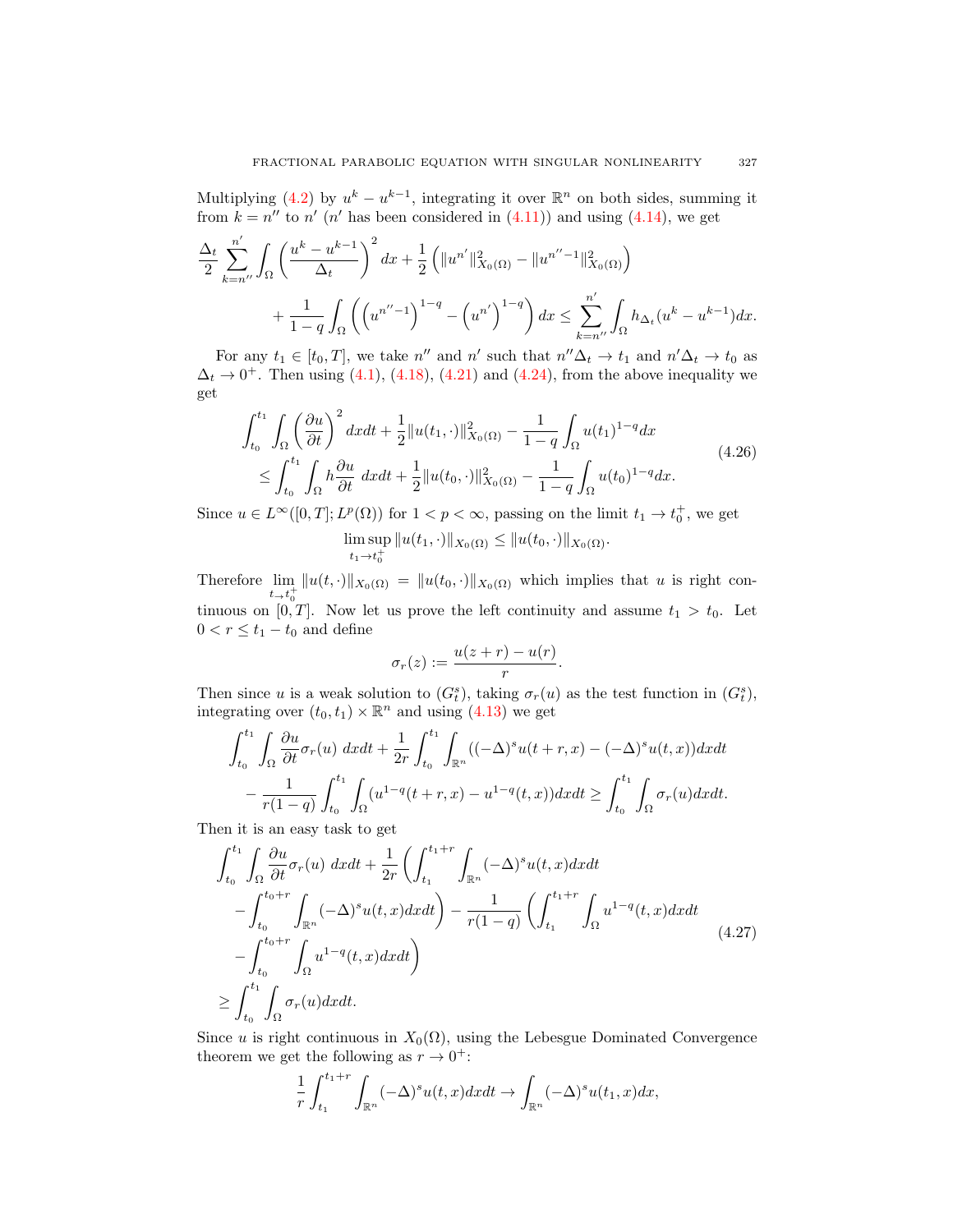Multiplying (4.2) by $u^k - u^{k-1}$, integrating it over $\mathbb{R}^n$ on both sides, summing it from $k = n''$ to $n'$ ($n'$ has been considered in (4.11)) and using (4.14), we get

$$
\begin{aligned}
\frac{\Delta_t}{2}\sum_{k=n''}^{n'}\int_\Omega \left(\frac{u^k-u^{k-1}}{\Delta_t}\right)^2 dx + \frac{1}{2}\left(\|u^{n'}\|^2_{X_0(\Omega)} - \|u^{n''-1}\|^2_{X_0(\Omega)}\right)& \\
+ \frac{1}{1-q}\int_\Omega \left(\left(u^{n''-1}\right)^{1-q} - \left(u^{n'}\right)^{1-q}\right) dx &\leq \sum_{k=n''}^{n'}\int_\Omega h_{\Delta_t}(u^k - u^{k-1})dx.
\end{aligned}
$$

For any $t_1 \in [t_0, T]$, we take $n''$ and $n'$ such that $n''\Delta_t \to t_1$ and $n'\Delta_t \to t_0$ as $\Delta_t \to 0^+$. Then using (4.1), (4.18), (4.21) and (4.24), from the above inequality we get

$$
\begin{aligned}
&\int_{t_0}^{t_1}\int_\Omega \left(\frac{\partial u}{\partial t}\right)^2 dxdt + \frac{1}{2}\|u(t_1,\cdot)\|^2_{X_0(\Omega)} - \frac{1}{1-q}\int_\Omega u(t_1)^{1-q}dx \\
&\leq \int_{t_0}^{t_1}\int_\Omega h\frac{\partial u}{\partial t}\ dxdt + \frac{1}{2}\|u(t_0,\cdot)\|^2_{X_0(\Omega)} - \frac{1}{1-q}\int_\Omega u(t_0)^{1-q}dx.
\end{aligned}
\tag{4.26}
$$

Since $u \in L^\infty([0,T]; L^p(\Omega))$ for $1 < p < \infty$, passing on the limit $t_1 \to t_0^+$, we get

$$
\limsup_{t_1 \to t_0^+}\|u(t_1,\cdot)\|_{X_0(\Omega)} \leq \|u(t_0,\cdot)\|_{X_0(\Omega)}.
$$

Therefore $\lim_{t \to t_0^+}\|u(t,\cdot)\|_{X_0(\Omega)} = \|u(t_0,\cdot)\|_{X_0(\Omega)}$ which implies that $u$ is right continuous on $[0,T]$. Now let us prove the left continuity and assume $t_1 > t_0$. Let $0 < r \leq t_1 - t_0$ and define

$$
\sigma_r(z) := \frac{u(z+r) - u(r)}{r}.
$$

Then since $u$ is a weak solution to $(G_t^s)$, taking $\sigma_r(u)$ as the test function in $(G_t^s)$, integrating over $(t_0,t_1)\times\mathbb{R}^n$ and using (4.13) we get

$$
\begin{aligned}
&\int_{t_0}^{t_1}\int_\Omega \frac{\partial u}{\partial t}\sigma_r(u)\ dxdt + \frac{1}{2r}\int_{t_0}^{t_1}\int_{\mathbb{R}^n}((-\Delta)^s u(t+r,x) - (-\Delta)^s u(t,x))dxdt \\
&\quad - \frac{1}{r(1-q)}\int_{t_0}^{t_1}\int_\Omega (u^{1-q}(t+r,x) - u^{1-q}(t,x))dxdt \geq \int_{t_0}^{t_1}\int_\Omega \sigma_r(u)dxdt.
\end{aligned}
$$

Then it is an easy task to get

$$
\begin{aligned}
&\int_{t_0}^{t_1}\int_\Omega \frac{\partial u}{\partial t}\sigma_r(u)\ dxdt + \frac{1}{2r}\left(\int_{t_1}^{t_1+r}\int_{\mathbb{R}^n}(-\Delta)^s u(t,x)dxdt\right. \\
&\quad \left. - \int_{t_0}^{t_0+r}\int_{\mathbb{R}^n}(-\Delta)^s u(t,x)dxdt\right) - \frac{1}{r(1-q)}\left(\int_{t_1}^{t_1+r}\int_\Omega u^{1-q}(t,x)dxdt\right. \\
&\quad \left. - \int_{t_0}^{t_0+r}\int_\Omega u^{1-q}(t,x)dxdt\right) \\
&\geq \int_{t_0}^{t_1}\int_\Omega \sigma_r(u)dxdt.
\end{aligned}
\tag{4.27}
$$

Since $u$ is right continuous in $X_0(\Omega)$, using the Lebesgue Dominated Convergence theorem we get the following as $r \to 0^+$:

$$
\frac{1}{r}\int_{t_1}^{t_1+r}\int_{\mathbb{R}^n}(-\Delta)^s u(t,x)dxdt \to \int_{\mathbb{R}^n}(-\Delta)^s u(t_1,x)dx,
$$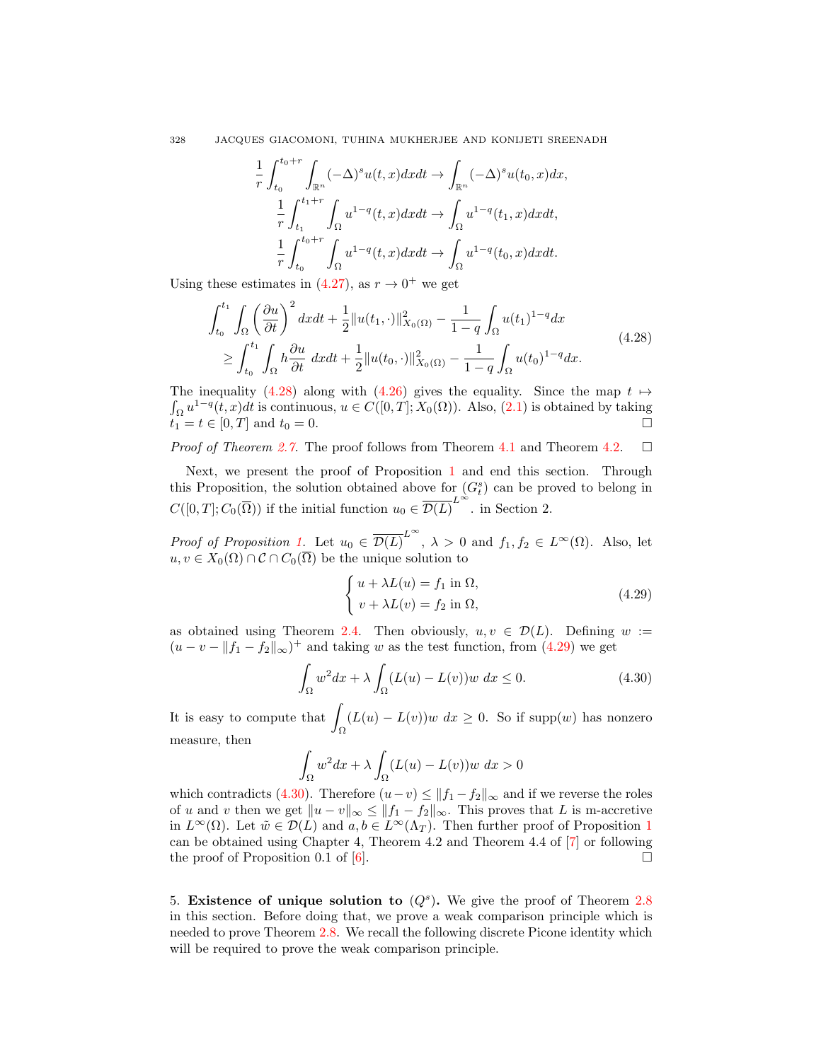$$\frac{1}{r}\int_{t_0}^{t_0+r}\int_{\mathbb{R}^n}(-\Delta)^s u(t,x)dxdt \to \int_{\mathbb{R}^n}(-\Delta)^s u(t_0,x)dx,$$
$$\frac{1}{r}\int_{t_1}^{t_1+r}\int_{\Omega} u^{1-q}(t,x)dxdt \to \int_{\Omega} u^{1-q}(t_1,x)dxdt,$$
$$\frac{1}{r}\int_{t_0}^{t_0+r}\int_{\Omega} u^{1-q}(t,x)dxdt \to \int_{\Omega} u^{1-q}(t_0,x)dxdt.$$

Using these estimates in (4.27), as $r \to 0^+$ we get

$$\begin{aligned}
&\int_{t_0}^{t_1}\int_{\Omega}\left(\frac{\partial u}{\partial t}\right)^2 dxdt + \frac{1}{2}\|u(t_1,\cdot)\|^2_{X_0(\Omega)} - \frac{1}{1-q}\int_{\Omega} u(t_1)^{1-q}dx \\
&\geq \int_{t_0}^{t_1}\int_{\Omega} h\frac{\partial u}{\partial t}\ dxdt + \frac{1}{2}\|u(t_0,\cdot)\|^2_{X_0(\Omega)} - \frac{1}{1-q}\int_{\Omega} u(t_0)^{1-q}dx.
\end{aligned} \tag{4.28}$$

The inequality (4.28) along with (4.26) gives the equality. Since the map $t \mapsto \int_{\Omega} u^{1-q}(t,x)dt$ is continuous, $u \in C([0,T];X_0(\Omega))$. Also, (2.1) is obtained by taking $t_1 = t \in [0,T]$ and $t_0 = 0$. □

*Proof of Theorem 2.7.* The proof follows from Theorem 4.1 and Theorem 4.2. □

Next, we present the proof of Proposition 1 and end this section. Through this Proposition, the solution obtained above for $(G_t^s)$ can be proved to belong in $C([0,T];C_0(\overline{\Omega}))$ if the initial function $u_0 \in \overline{\mathcal{D}(L)}^{L^\infty}$. in Section 2.

*Proof of Proposition 1.* Let $u_0 \in \overline{\mathcal{D}(L)}^{L^\infty}$, $\lambda > 0$ and $f_1, f_2 \in L^\infty(\Omega)$. Also, let $u, v \in X_0(\Omega) \cap \mathcal{C} \cap C_0(\overline{\Omega})$ be the unique solution to

$$\begin{cases} u + \lambda L(u) = f_1 \text{ in } \Omega, \\ v + \lambda L(v) = f_2 \text{ in } \Omega, \end{cases} \tag{4.29}$$

as obtained using Theorem 2.4. Then obviously, $u, v \in \mathcal{D}(L)$. Defining $w := (u - v - \|f_1 - f_2\|_\infty)^+$ and taking $w$ as the test function, from (4.29) we get

$$\int_{\Omega} w^2 dx + \lambda \int_{\Omega}(L(u) - L(v))w\ dx \leq 0. \tag{4.30}$$

It is easy to compute that $\displaystyle\int_{\Omega}(L(u) - L(v))w\ dx \geq 0$. So if supp$(w)$ has nonzero measure, then

$$\int_{\Omega} w^2 dx + \lambda \int_{\Omega}(L(u) - L(v))w\ dx > 0$$

which contradicts (4.30). Therefore $(u - v) \leq \|f_1 - f_2\|_\infty$ and if we reverse the roles of $u$ and $v$ then we get $\|u - v\|_\infty \leq \|f_1 - f_2\|_\infty$. This proves that $L$ is m-accretive in $L^\infty(\Omega)$. Let $\tilde{w} \in \mathcal{D}(L)$ and $a, b \in L^\infty(\Lambda_T)$. Then further proof of Proposition 1 can be obtained using Chapter 4, Theorem 4.2 and Theorem 4.4 of [7] or following the proof of Proposition 0.1 of [6]. □

## 5. **Existence of unique solution to** $(Q^s)$.

We give the proof of Theorem 2.8 in this section. Before doing that, we prove a weak comparison principle which is needed to prove Theorem 2.8. We recall the following discrete Picone identity which will be required to prove the weak comparison principle.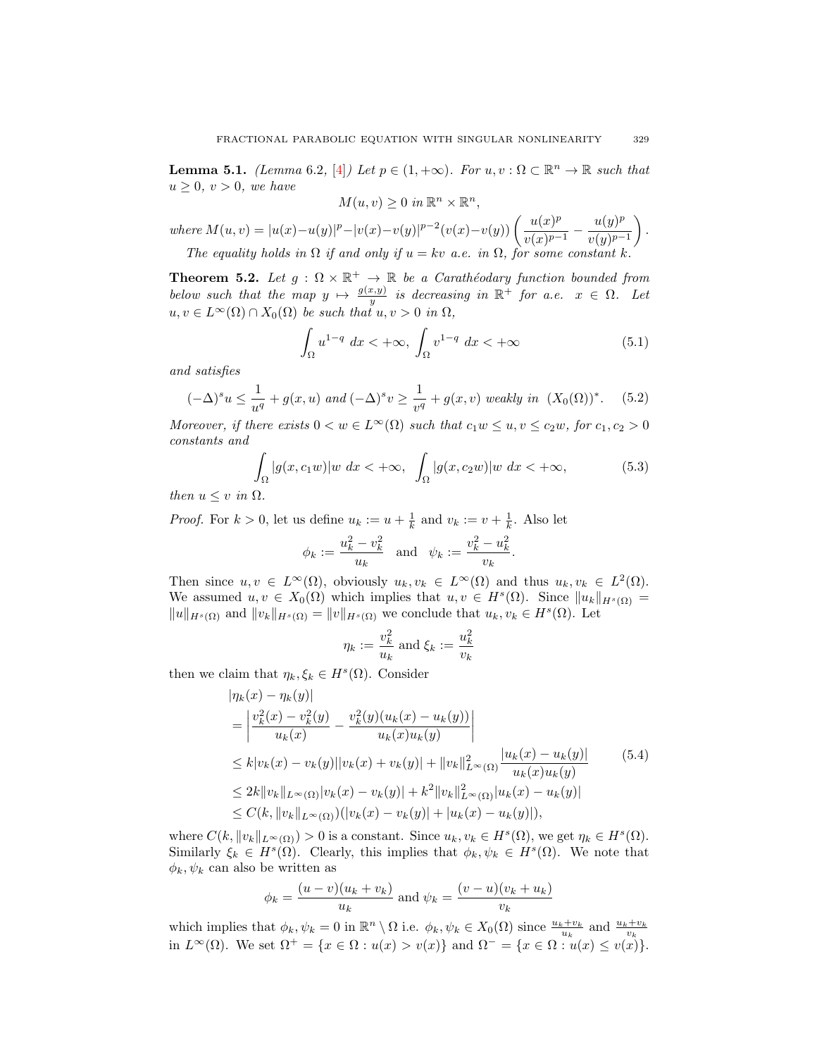**Lemma 5.1.** *(Lemma 6.2, [4]) Let $p \in (1, +\infty)$. For $u, v : \Omega \subset \mathbb{R}^n \to \mathbb{R}$ such that $u \geq 0$, $v > 0$, we have*

$$M(u, v) \geq 0 \text{ in } \mathbb{R}^n \times \mathbb{R}^n,$$

*where $M(u,v) = |u(x)-u(y)|^p - |v(x)-v(y)|^{p-2}(v(x)-v(y))\left(\dfrac{u(x)^p}{v(x)^{p-1}} - \dfrac{u(y)^p}{v(y)^{p-1}}\right)$.*

*The equality holds in $\Omega$ if and only if $u = kv$ a.e. in $\Omega$, for some constant $k$.*

**Theorem 5.2.** *Let $g : \Omega \times \mathbb{R}^+ \to \mathbb{R}$ be a Carathéodory function bounded from below such that the map $y \mapsto \frac{g(x,y)}{y}$ is decreasing in $\mathbb{R}^+$ for a.e. $x \in \Omega$. Let $u, v \in L^\infty(\Omega) \cap X_0(\Omega)$ be such that $u, v > 0$ in $\Omega$,*

$$\int_\Omega u^{1-q} \, dx < +\infty, \; \int_\Omega v^{1-q} \, dx < +\infty \tag{5.1}$$

*and satisfies*

$$(-\Delta)^s u \leq \frac{1}{u^q} + g(x,u) \text{ and } (-\Delta)^s v \geq \frac{1}{v^q} + g(x,v) \text{ weakly in } (X_0(\Omega))^*. \tag{5.2}$$

*Moreover, if there exists $0 < w \in L^\infty(\Omega)$ such that $c_1 w \leq u, v \leq c_2 w$, for $c_1, c_2 > 0$ constants and*

$$\int_\Omega |g(x, c_1 w)| w \, dx < +\infty, \;\; \int_\Omega |g(x, c_2 w)| w \, dx < +\infty, \tag{5.3}$$

*then $u \leq v$ in $\Omega$.*

*Proof.* For $k > 0$, let us define $u_k := u + \frac{1}{k}$ and $v_k := v + \frac{1}{k}$. Also let

$$\phi_k := \frac{u_k^2 - v_k^2}{u_k} \quad \text{and} \quad \psi_k := \frac{v_k^2 - u_k^2}{v_k}.$$

Then since $u, v \in L^\infty(\Omega)$, obviously $u_k, v_k \in L^\infty(\Omega)$ and thus $u_k, v_k \in L^2(\Omega)$. We assumed $u, v \in X_0(\Omega)$ which implies that $u, v \in H^s(\Omega)$. Since $\|u_k\|_{H^s(\Omega)} = \|u\|_{H^s(\Omega)}$ and $\|v_k\|_{H^s(\Omega)} = \|v\|_{H^s(\Omega)}$ we conclude that $u_k, v_k \in H^s(\Omega)$. Let

$$\eta_k := \frac{v_k^2}{u_k} \text{ and } \xi_k := \frac{u_k^2}{v_k}$$

then we claim that $\eta_k, \xi_k \in H^s(\Omega)$. Consider

$$\begin{aligned}
&|\eta_k(x) - \eta_k(y)| \\
&= \left| \frac{v_k^2(x) - v_k^2(y)}{u_k(x)} - \frac{v_k^2(y)(u_k(x) - u_k(y))}{u_k(x) u_k(y)} \right| \\
&\leq k |v_k(x) - v_k(y)| |v_k(x) + v_k(y)| + \|v_k\|^2_{L^\infty(\Omega)} \frac{|u_k(x) - u_k(y)|}{u_k(x) u_k(y)} \\
&\leq 2k \|v_k\|_{L^\infty(\Omega)} |v_k(x) - v_k(y)| + k^2 \|v_k\|^2_{L^\infty(\Omega)} |u_k(x) - u_k(y)| \\
&\leq C(k, \|v_k\|_{L^\infty(\Omega)})(|v_k(x) - v_k(y)| + |u_k(x) - u_k(y)|),
\end{aligned} \tag{5.4}$$

where $C(k, \|v_k\|_{L^\infty(\Omega)}) > 0$ is a constant. Since $u_k, v_k \in H^s(\Omega)$, we get $\eta_k \in H^s(\Omega)$. Similarly $\xi_k \in H^s(\Omega)$. Clearly, this implies that $\phi_k, \psi_k \in H^s(\Omega)$. We note that $\phi_k, \psi_k$ can also be written as

$$\phi_k = \frac{(u - v)(u_k + v_k)}{u_k} \text{ and } \psi_k = \frac{(v - u)(v_k + u_k)}{v_k}$$

which implies that $\phi_k, \psi_k = 0$ in $\mathbb{R}^n \setminus \Omega$ i.e. $\phi_k, \psi_k \in X_0(\Omega)$ since $\frac{u_k + v_k}{u_k}$ and $\frac{u_k + v_k}{v_k}$ in $L^\infty(\Omega)$. We set $\Omega^+ = \{x \in \Omega : u(x) > v(x)\}$ and $\Omega^- = \{x \in \Omega : u(x) \leq v(x)\}$.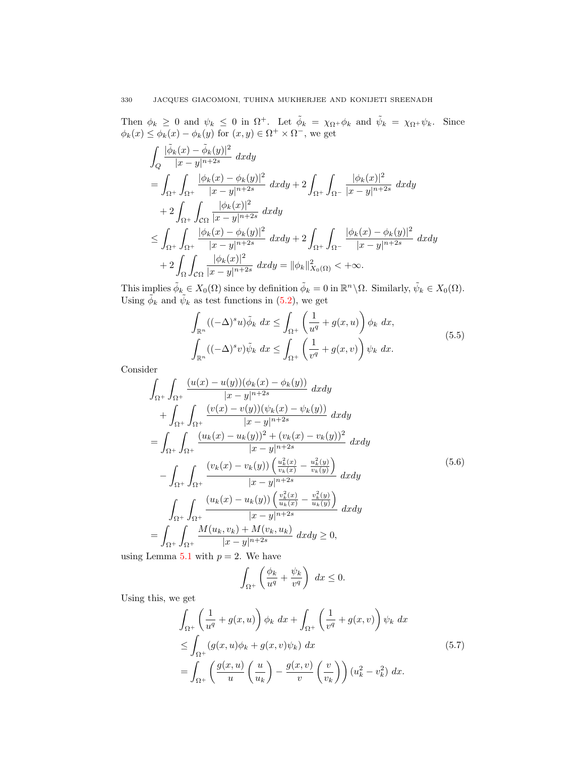Then $\phi_k \geq 0$ and $\psi_k \leq 0$ in $\Omega^+$. Let $\tilde{\phi}_k = \chi_{\Omega^+}\phi_k$ and $\tilde{\psi}_k = \chi_{\Omega^+}\psi_k$. Since $\phi_k(x) \leq \phi_k(x) - \phi_k(y)$ for $(x,y) \in \Omega^+ \times \Omega^-$, we get

$$
\begin{aligned}
&\int_Q \frac{|\tilde{\phi}_k(x) - \tilde{\phi}_k(y)|^2}{|x-y|^{n+2s}}\, dxdy \\
&= \int_{\Omega^+}\int_{\Omega^+} \frac{|\phi_k(x) - \phi_k(y)|^2}{|x-y|^{n+2s}}\, dxdy + 2\int_{\Omega^+}\int_{\Omega^-} \frac{|\phi_k(x)|^2}{|x-y|^{n+2s}}\, dxdy \\
&\quad + 2\int_{\Omega^+}\int_{\mathcal{C}\Omega} \frac{|\phi_k(x)|^2}{|x-y|^{n+2s}}\, dxdy \\
&\leq \int_{\Omega^+}\int_{\Omega^+} \frac{|\phi_k(x) - \phi_k(y)|^2}{|x-y|^{n+2s}}\, dxdy + 2\int_{\Omega^+}\int_{\Omega^-} \frac{|\phi_k(x) - \phi_k(y)|^2}{|x-y|^{n+2s}}\, dxdy \\
&\quad + 2\int_{\Omega}\int_{\mathcal{C}\Omega} \frac{|\phi_k(x)|^2}{|x-y|^{n+2s}}\, dxdy = \|\phi_k\|^2_{X_0(\Omega)} < +\infty.
\end{aligned}
$$

This implies $\tilde{\phi}_k \in X_0(\Omega)$ since by definition $\tilde{\phi}_k = 0$ in $\mathbb{R}^n \setminus \Omega$. Similarly, $\tilde{\psi}_k \in X_0(\Omega)$. Using $\tilde{\phi}_k$ and $\tilde{\psi}_k$ as test functions in (5.2), we get

$$
\begin{aligned}
\int_{\mathbb{R}^n} ((-\Delta)^s u)\tilde{\phi}_k\, dx &\leq \int_{\Omega^+} \left(\frac{1}{u^q} + g(x,u)\right)\phi_k\, dx, \\
\int_{\mathbb{R}^n} ((-\Delta)^s v)\tilde{\psi}_k\, dx &\leq \int_{\Omega^+} \left(\frac{1}{v^q} + g(x,v)\right)\psi_k\, dx.
\end{aligned}
\tag{5.5}
$$

Consider

$$
\begin{aligned}
&\int_{\Omega^+}\int_{\Omega^+} \frac{(u(x)-u(y))(\phi_k(x)-\phi_k(y))}{|x-y|^{n+2s}}\, dxdy \\
&\quad + \int_{\Omega^+}\int_{\Omega^+} \frac{(v(x)-v(y))(\psi_k(x)-\psi_k(y))}{|x-y|^{n+2s}}\, dxdy \\
&= \int_{\Omega^+}\int_{\Omega^+} \frac{(u_k(x)-u_k(y))^2 + (v_k(x)-v_k(y))^2}{|x-y|^{n+2s}}\, dxdy \\
&\quad - \int_{\Omega^+}\int_{\Omega^+} \frac{(v_k(x)-v_k(y))\left(\frac{u_k^2(x)}{v_k(x)} - \frac{u_k^2(y)}{v_k(y)}\right)}{|x-y|^{n+2s}}\, dxdy \\
&\quad \int_{\Omega^+}\int_{\Omega^+} \frac{(u_k(x)-u_k(y))\left(\frac{v_k^2(x)}{u_k(x)} - \frac{v_k^2(y)}{u_k(y)}\right)}{|x-y|^{n+2s}}\, dxdy \\
&= \int_{\Omega^+}\int_{\Omega^+} \frac{M(u_k,v_k) + M(v_k,u_k)}{|x-y|^{n+2s}}\, dxdy \geq 0,
\end{aligned}
\tag{5.6}
$$

using Lemma 5.1 with $p = 2$. We have

$$
\int_{\Omega^+} \left(\frac{\phi_k}{u^q} + \frac{\psi_k}{v^q}\right)\, dx \leq 0.
$$

Using this, we get

$$
\begin{aligned}
&\int_{\Omega^+} \left(\frac{1}{u^q} + g(x,u)\right)\phi_k\, dx + \int_{\Omega^+} \left(\frac{1}{v^q} + g(x,v)\right)\psi_k\, dx \\
&\leq \int_{\Omega^+} (g(x,u)\phi_k + g(x,v)\psi_k)\, dx \\
&= \int_{\Omega^+} \left(\frac{g(x,u)}{u}\left(\frac{u}{u_k}\right) - \frac{g(x,v)}{v}\left(\frac{v}{v_k}\right)\right)(u_k^2 - v_k^2)\, dx.
\end{aligned}
\tag{5.7}
$$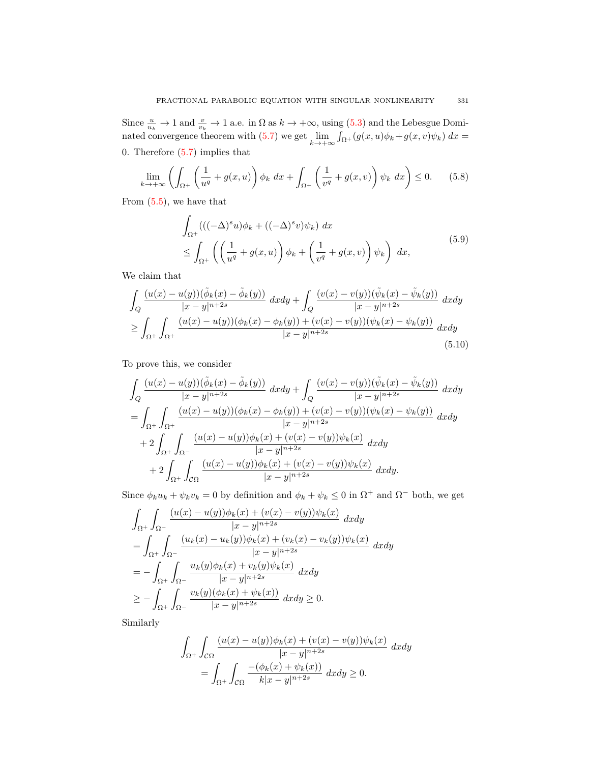Since $\frac{u}{u_k} \to 1$ and $\frac{v}{v_k} \to 1$ a.e. in $\Omega$ as $k \to +\infty$, using (5.3) and the Lebesgue Dominated convergence theorem with (5.7) we get $\lim\limits_{k\to+\infty} \int_{\Omega^+}(g(x,u)\phi_k + g(x,v)\psi_k)\, dx = 0$. Therefore (5.7) implies that

$$
\lim_{k\to+\infty} \left( \int_{\Omega^+} \left( \frac{1}{u^q} + g(x,u) \right) \phi_k \, dx + \int_{\Omega^+} \left( \frac{1}{v^q} + g(x,v) \right) \psi_k \, dx \right) \le 0. \tag{5.8}
$$

From (5.5), we have that

$$
\begin{aligned}
&\int_{\Omega^+} (((-\Delta)^s u)\phi_k + ((-\Delta)^s v)\psi_k) \, dx \\
&\le \int_{\Omega^+} \left( \left( \frac{1}{u^q} + g(x,u) \right) \phi_k + \left( \frac{1}{v^q} + g(x,v) \right) \psi_k \right) \, dx,
\end{aligned} \tag{5.9}
$$

We claim that

$$
\begin{aligned}
&\int_Q \frac{(u(x)-u(y))(\tilde{\phi}_k(x) - \tilde{\phi}_k(y))}{|x-y|^{n+2s}} \, dxdy + \int_Q \frac{(v(x)-v(y))(\tilde{\psi}_k(x) - \tilde{\psi}_k(y))}{|x-y|^{n+2s}} \, dxdy \\
&\ge \int_{\Omega^+} \int_{\Omega^+} \frac{(u(x)-u(y))(\phi_k(x)-\phi_k(y)) + (v(x)-v(y))(\psi_k(x)-\psi_k(y))}{|x-y|^{n+2s}} \, dxdy
\end{aligned} \tag{5.10}
$$

To prove this, we consider

$$
\begin{aligned}
&\int_Q \frac{(u(x)-u(y))(\tilde{\phi}_k(x) - \tilde{\phi}_k(y))}{|x-y|^{n+2s}} \, dxdy + \int_Q \frac{(v(x)-v(y))(\tilde{\psi}_k(x) - \tilde{\psi}_k(y))}{|x-y|^{n+2s}} \, dxdy \\
&= \int_{\Omega^+} \int_{\Omega^+} \frac{(u(x)-u(y))(\phi_k(x)-\phi_k(y)) + (v(x)-v(y))(\psi_k(x)-\psi_k(y))}{|x-y|^{n+2s}} \, dxdy \\
&\quad + 2 \int_{\Omega^+} \int_{\Omega^-} \frac{(u(x)-u(y))\phi_k(x) + (v(x)-v(y))\psi_k(x)}{|x-y|^{n+2s}} \, dxdy \\
&\quad\quad + 2 \int_{\Omega^+} \int_{\mathcal{C}\Omega} \frac{(u(x)-u(y))\phi_k(x) + (v(x)-v(y))\psi_k(x)}{|x-y|^{n+2s}} \, dxdy.
\end{aligned}
$$

Since $\phi_k u_k + \psi_k v_k = 0$ by definition and $\phi_k + \psi_k \le 0$ in $\Omega^+$ and $\Omega^-$ both, we get

$$
\begin{aligned}
&\int_{\Omega^+} \int_{\Omega^-} \frac{(u(x)-u(y))\phi_k(x) + (v(x)-v(y))\psi_k(x)}{|x-y|^{n+2s}} \, dxdy \\
&= \int_{\Omega^+} \int_{\Omega^-} \frac{(u_k(x)-u_k(y))\phi_k(x) + (v_k(x)-v_k(y))\psi_k(x)}{|x-y|^{n+2s}} \, dxdy \\
&= -\int_{\Omega^+} \int_{\Omega^-} \frac{u_k(y)\phi_k(x) + v_k(y)\psi_k(x)}{|x-y|^{n+2s}} \, dxdy \\
&\ge -\int_{\Omega^+} \int_{\Omega^-} \frac{v_k(y)(\phi_k(x) + \psi_k(x))}{|x-y|^{n+2s}} \, dxdy \ge 0.
\end{aligned}
$$

Similarly

$$
\begin{aligned}
&\int_{\Omega^+} \int_{\mathcal{C}\Omega} \frac{(u(x)-u(y))\phi_k(x) + (v(x)-v(y))\psi_k(x)}{|x-y|^{n+2s}} \, dxdy \\
&\quad = \int_{\Omega^+} \int_{\mathcal{C}\Omega} \frac{-(\phi_k(x) + \psi_k(x))}{k|x-y|^{n+2s}} \, dxdy \ge 0.
\end{aligned}
$$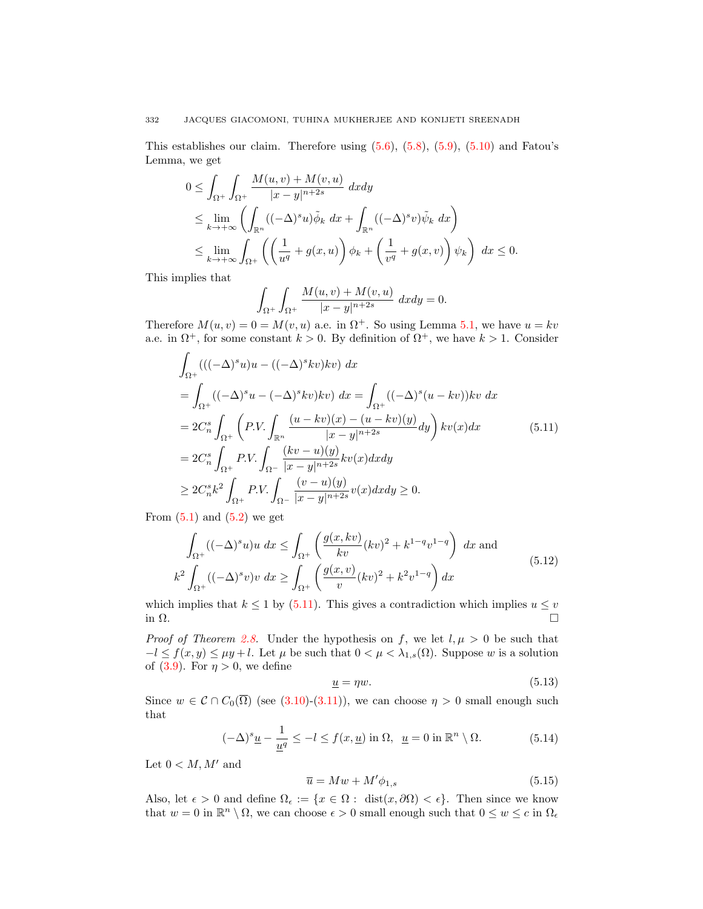This establishes our claim. Therefore using (5.6), (5.8), (5.9), (5.10) and Fatou's Lemma, we get

$$
\begin{aligned}
0 &\leq \int_{\Omega^+}\int_{\Omega^+} \frac{M(u,v)+M(v,u)}{|x-y|^{n+2s}}\ dxdy \\
&\leq \lim_{k\to+\infty}\left(\int_{\mathbb{R}^n}((-\Delta)^s u)\tilde{\phi}_k\ dx + \int_{\mathbb{R}^n}((-\Delta)^s v)\tilde{\psi}_k\ dx\right)\\
&\leq \lim_{k\to+\infty}\int_{\Omega^+}\left(\left(\frac{1}{u^q}+g(x,u)\right)\phi_k + \left(\frac{1}{v^q}+g(x,v)\right)\psi_k\right)\ dx \leq 0.
\end{aligned}
$$

This implies that

$$
\int_{\Omega^+}\int_{\Omega^+} \frac{M(u,v)+M(v,u)}{|x-y|^{n+2s}}\ dxdy = 0.
$$

Therefore $M(u,v) = 0 = M(v,u)$ a.e. in $\Omega^+$. So using Lemma 5.1, we have $u = kv$ a.e. in $\Omega^+$, for some constant $k > 0$. By definition of $\Omega^+$, we have $k > 1$. Consider

$$
\begin{aligned}
&\int_{\Omega^+}(((-\Delta)^s u)u - ((-\Delta)^s kv)kv)\ dx \\
&= \int_{\Omega^+}((-\Delta)^s u - (-\Delta)^s kv)kv)\ dx = \int_{\Omega^+}((-\Delta)^s (u-kv))kv\ dx \\
&= 2C_n^s \int_{\Omega^+}\left(P.V.\int_{\mathbb{R}^n}\frac{(u-kv)(x)-(u-kv)(y)}{|x-y|^{n+2s}}dy\right)kv(x)dx \\
&= 2C_n^s \int_{\Omega^+} P.V.\int_{\Omega^-}\frac{(kv-u)(y)}{|x-y|^{n+2s}}kv(x)dxdy \\
&\geq 2C_n^s k^2 \int_{\Omega^+} P.V.\int_{\Omega^-}\frac{(v-u)(y)}{|x-y|^{n+2s}}v(x)dxdy \geq 0.
\end{aligned}
\tag{5.11}
$$

From (5.1) and (5.2) we get

$$
\begin{aligned}
\int_{\Omega^+}((-\Delta)^s u)u\ dx &\leq \int_{\Omega^+}\left(\frac{g(x,kv)}{kv}(kv)^2 + k^{1-q}v^{1-q}\right)\ dx \text{ and}\\
k^2\int_{\Omega^+}((-\Delta)^s v)v\ dx &\geq \int_{\Omega^+}\left(\frac{g(x,v)}{v}(kv)^2 + k^2 v^{1-q}\right)dx
\end{aligned}
\tag{5.12}
$$

which implies that $k \leq 1$ by (5.11). This gives a contradiction which implies $u \leq v$ in $\Omega$. $\square$

*Proof of Theorem 2.8.* Under the hypothesis on $f$, we let $l, \mu > 0$ be such that $-l \leq f(x,y) \leq \mu y + l$. Let $\mu$ be such that $0 < \mu < \lambda_{1,s}(\Omega)$. Suppose $w$ is a solution of (3.9). For $\eta > 0$, we define

$$
\underline{u} = \eta w. \tag{5.13}
$$

Since $w \in \mathcal{C} \cap C_0(\overline{\Omega})$ (see (3.10)-(3.11)), we can choose $\eta > 0$ small enough such that

$$
(-\Delta)^s \underline{u} - \frac{1}{\underline{u}^q} \leq -l \leq f(x,\underline{u}) \text{ in } \Omega,\ \ \underline{u} = 0 \text{ in } \mathbb{R}^n \setminus \Omega. \tag{5.14}
$$

Let $0 < M, M'$ and

$$
\overline{u} = Mw + M'\phi_{1,s} \tag{5.15}
$$

Also, let $\epsilon > 0$ and define $\Omega_\epsilon := \{x \in \Omega :\ \text{dist}(x, \partial\Omega) < \epsilon\}$. Then since we know that $w = 0$ in $\mathbb{R}^n \setminus \Omega$, we can choose $\epsilon > 0$ small enough such that $0 \leq w \leq c$ in $\Omega_\epsilon$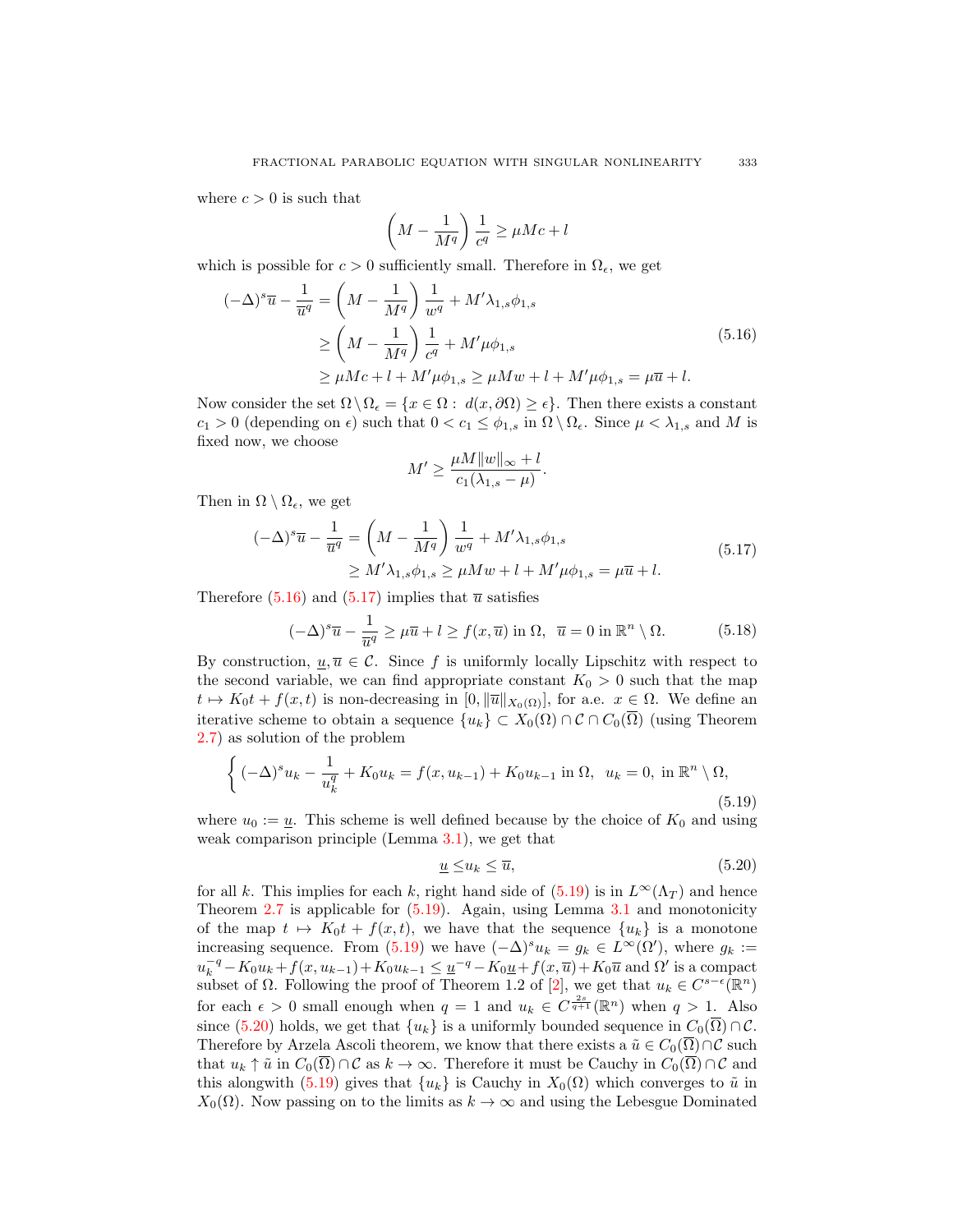where $c > 0$ is such that

$$\left(M - \frac{1}{M^q}\right)\frac{1}{c^q} \geq \mu M c + l$$

which is possible for $c > 0$ sufficiently small. Therefore in $\Omega_\epsilon$, we get

$$\begin{aligned}
(-\Delta)^s \overline{u} - \frac{1}{\overline{u}^q} &= \left(M - \frac{1}{M^q}\right)\frac{1}{w^q} + M'\lambda_{1,s}\phi_{1,s} \\
&\geq \left(M - \frac{1}{M^q}\right)\frac{1}{c^q} + M'\mu\phi_{1,s} \\
&\geq \mu M c + l + M'\mu\phi_{1,s} \geq \mu M w + l + M'\mu\phi_{1,s} = \mu\overline{u} + l.
\end{aligned} \tag{5.16}$$

Now consider the set $\Omega \setminus \Omega_\epsilon = \{x \in \Omega : \ d(x, \partial\Omega) \geq \epsilon\}$. Then there exists a constant $c_1 > 0$ (depending on $\epsilon$) such that $0 < c_1 \leq \phi_{1,s}$ in $\Omega \setminus \Omega_\epsilon$. Since $\mu < \lambda_{1,s}$ and $M$ is fixed now, we choose

$$M' \geq \frac{\mu M \|w\|_\infty + l}{c_1(\lambda_{1,s} - \mu)}.$$

Then in $\Omega \setminus \Omega_\epsilon$, we get

$$\begin{aligned}
(-\Delta)^s \overline{u} - \frac{1}{\overline{u}^q} &= \left(M - \frac{1}{M^q}\right)\frac{1}{w^q} + M'\lambda_{1,s}\phi_{1,s} \\
&\geq M'\lambda_{1,s}\phi_{1,s} \geq \mu M w + l + M'\mu\phi_{1,s} = \mu\overline{u} + l.
\end{aligned} \tag{5.17}$$

Therefore (5.16) and (5.17) implies that $\overline{u}$ satisfies

$$(-\Delta)^s \overline{u} - \frac{1}{\overline{u}^q} \geq \mu\overline{u} + l \geq f(x, \overline{u}) \text{ in } \Omega, \ \ \overline{u} = 0 \text{ in } \mathbb{R}^n \setminus \Omega. \tag{5.18}$$

By construction, $\underline{u}, \overline{u} \in \mathcal{C}$. Since $f$ is uniformly locally Lipschitz with respect to the second variable, we can find appropriate constant $K_0 > 0$ such that the map $t \mapsto K_0 t + f(x,t)$ is non-decreasing in $[0, \|\overline{u}\|_{X_0(\Omega)}]$, for a.e. $x \in \Omega$. We define an iterative scheme to obtain a sequence $\{u_k\} \subset X_0(\Omega) \cap \mathcal{C} \cap C_0(\overline{\Omega})$ (using Theorem 2.7) as solution of the problem

$$\left\{ (-\Delta)^s u_k - \frac{1}{u_k^q} + K_0 u_k = f(x, u_{k-1}) + K_0 u_{k-1} \text{ in } \Omega, \ \ u_k = 0, \text{ in } \mathbb{R}^n \setminus \Omega, \right. \tag{5.19}$$

where $u_0 := \underline{u}$. This scheme is well defined because by the choice of $K_0$ and using weak comparison principle (Lemma 3.1), we get that

$$\underline{u} \leq u_k \leq \overline{u}, \tag{5.20}$$

for all $k$. This implies for each $k$, right hand side of (5.19) is in $L^\infty(\Lambda_T)$ and hence Theorem 2.7 is applicable for (5.19). Again, using Lemma 3.1 and monotonicity of the map $t \mapsto K_0 t + f(x,t)$, we have that the sequence $\{u_k\}$ is a monotone increasing sequence. From (5.19) we have $(-\Delta)^s u_k = g_k \in L^\infty(\Omega')$, where $g_k := u_k^{-q} - K_0 u_k + f(x, u_{k-1}) + K_0 u_{k-1} \leq \underline{u}^{-q} - K_0\underline{u} + f(x, \overline{u}) + K_0\overline{u}$ and $\Omega'$ is a compact subset of $\Omega$. Following the proof of Theorem 1.2 of [2], we get that $u_k \in C^{s-\epsilon}(\mathbb{R}^n)$ for each $\epsilon > 0$ small enough when $q = 1$ and $u_k \in C^{\frac{2s}{q+1}}(\mathbb{R}^n)$ when $q > 1$. Also since (5.20) holds, we get that $\{u_k\}$ is a uniformly bounded sequence in $C_0(\overline{\Omega}) \cap \mathcal{C}$. Therefore by Arzela Ascoli theorem, we know that there exists a $\tilde{u} \in C_0(\overline{\Omega}) \cap \mathcal{C}$ such that $u_k \uparrow \tilde{u}$ in $C_0(\overline{\Omega}) \cap \mathcal{C}$ as $k \to \infty$. Therefore it must be Cauchy in $C_0(\overline{\Omega}) \cap \mathcal{C}$ and this alongwith (5.19) gives that $\{u_k\}$ is Cauchy in $X_0(\Omega)$ which converges to $\tilde{u}$ in $X_0(\Omega)$. Now passing on to the limits as $k \to \infty$ and using the Lebesgue Dominated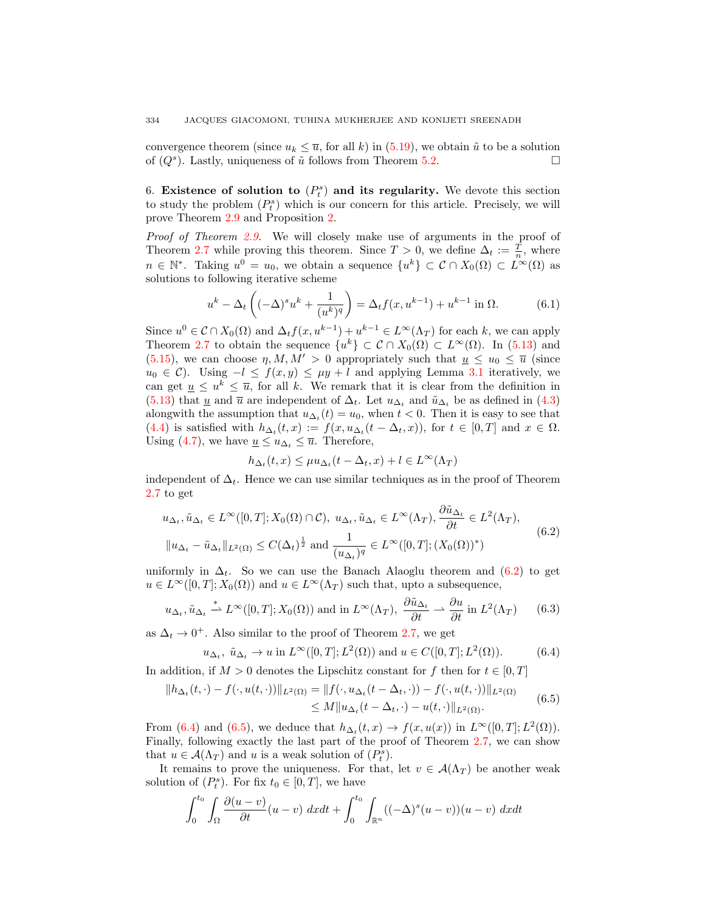convergence theorem (since $u_k \le \overline{u}$, for all $k$) in (5.19), we obtain $\tilde{u}$ to be a solution of $(Q^s)$. Lastly, uniqueness of $\tilde{u}$ follows from Theorem 5.2. $\square$

## 6. Existence of solution to $(P_t^s)$ and its regularity.

We devote this section to study the problem $(P_t^s)$ which is our concern for this article. Precisely, we will prove Theorem 2.9 and Proposition 2.

*Proof of Theorem 2.9.* We will closely make use of arguments in the proof of Theorem 2.7 while proving this theorem. Since $T > 0$, we define $\Delta_t := \frac{T}{n}$, where $n \in \mathbb{N}^*$. Taking $u^0 = u_0$, we obtain a sequence $\{u^k\} \subset \mathcal{C} \cap X_0(\Omega) \subset L^\infty(\Omega)$ as solutions to following iterative scheme

$$u^k - \Delta_t \left( (-\Delta)^s u^k + \frac{1}{(u^k)^q} \right) = \Delta_t f(x, u^{k-1}) + u^{k-1} \text{ in } \Omega. \tag{6.1}$$

Since $u^0 \in \mathcal{C} \cap X_0(\Omega)$ and $\Delta_t f(x, u^{k-1}) + u^{k-1} \in L^\infty(\Lambda_T)$ for each $k$, we can apply Theorem 2.7 to obtain the sequence $\{u^k\} \subset \mathcal{C} \cap X_0(\Omega) \subset L^\infty(\Omega)$. In (5.13) and (5.15), we can choose $\eta, M, M' > 0$ appropriately such that $\underline{u} \le u_0 \le \overline{u}$ (since $u_0 \in \mathcal{C}$). Using $-l \le f(x, y) \le \mu y + l$ and applying Lemma 3.1 iteratively, we can get $\underline{u} \le u^k \le \overline{u}$, for all $k$. We remark that it is clear from the definition in (5.13) that $\underline{u}$ and $\overline{u}$ are independent of $\Delta_t$. Let $u_{\Delta_t}$ and $\tilde{u}_{\Delta_t}$ be as defined in (4.3) alongwith the assumption that $u_{\Delta_t}(t) = u_0$, when $t < 0$. Then it is easy to see that (4.4) is satisfied with $h_{\Delta_t}(t, x) := f(x, u_{\Delta_t}(t - \Delta_t, x))$, for $t \in [0, T]$ and $x \in \Omega$. Using (4.7), we have $\underline{u} \le u_{\Delta_t} \le \overline{u}$. Therefore,

$$h_{\Delta_t}(t, x) \le \mu u_{\Delta_t}(t - \Delta_t, x) + l \in L^\infty(\Lambda_T)$$

independent of $\Delta_t$. Hence we can use similar techniques as in the proof of Theorem 2.7 to get

$$\begin{aligned}
&u_{\Delta_t}, \tilde{u}_{\Delta_t} \in L^\infty([0, T]; X_0(\Omega) \cap \mathcal{C}),\ u_{\Delta_t}, \tilde{u}_{\Delta_t} \in L^\infty(\Lambda_T), \frac{\partial \tilde{u}_{\Delta_t}}{\partial t} \in L^2(\Lambda_T), \\
&\|u_{\Delta_t} - \tilde{u}_{\Delta_t}\|_{L^2(\Omega)} \le C(\Delta_t)^{\frac{1}{2}} \text{ and } \frac{1}{(u_{\Delta_t})^q} \in L^\infty([0, T]; (X_0(\Omega))^*)
\end{aligned} \tag{6.2}$$

uniformly in $\Delta_t$. So we can use the Banach Alaoglu theorem and (6.2) to get $u \in L^\infty([0, T]; X_0(\Omega))$ and $u \in L^\infty(\Lambda_T)$ such that, upto a subsequence,

$$u_{\Delta_t}, \tilde{u}_{\Delta_t} \overset{*}{\rightharpoonup} L^\infty([0, T]; X_0(\Omega)) \text{ and in } L^\infty(\Lambda_T),\ \frac{\partial \tilde{u}_{\Delta_t}}{\partial t} \rightharpoonup \frac{\partial u}{\partial t} \text{ in } L^2(\Lambda_T) \tag{6.3}$$

as $\Delta_t \to 0^+$. Also similar to the proof of Theorem 2.7, we get

$$u_{\Delta_t},\ \tilde{u}_{\Delta_t} \to u \text{ in } L^\infty([0, T]; L^2(\Omega)) \text{ and } u \in C([0, T]; L^2(\Omega)). \tag{6.4}$$

In addition, if $M > 0$ denotes the Lipschitz constant for $f$ then for $t \in [0, T]$

$$\begin{aligned}
\|h_{\Delta_t}(t, \cdot) - f(\cdot, u(t, \cdot))\|_{L^2(\Omega)} &= \|f(\cdot, u_{\Delta_t}(t - \Delta_t, \cdot)) - f(\cdot, u(t, \cdot))\|_{L^2(\Omega)} \\
&\le M \|u_{\Delta_t}(t - \Delta_t, \cdot) - u(t, \cdot)\|_{L^2(\Omega)}.
\end{aligned} \tag{6.5}$$

From (6.4) and (6.5), we deduce that $h_{\Delta_t}(t, x) \to f(x, u(x))$ in $L^\infty([0, T]; L^2(\Omega))$. Finally, following exactly the last part of the proof of Theorem 2.7, we can show that $u \in \mathcal{A}(\Lambda_T)$ and $u$ is a weak solution of $(P_t^s)$.

It remains to prove the uniqueness. For that, let $v \in \mathcal{A}(\Lambda_T)$ be another weak solution of $(P_t^s)$. For fix $t_0 \in [0, T]$, we have

$$\int_0^{t_0} \int_\Omega \frac{\partial (u - v)}{\partial t} (u - v)\ dxdt + \int_0^{t_0} \int_{\mathbb{R}^n} ((-\Delta)^s (u - v))(u - v)\ dxdt$$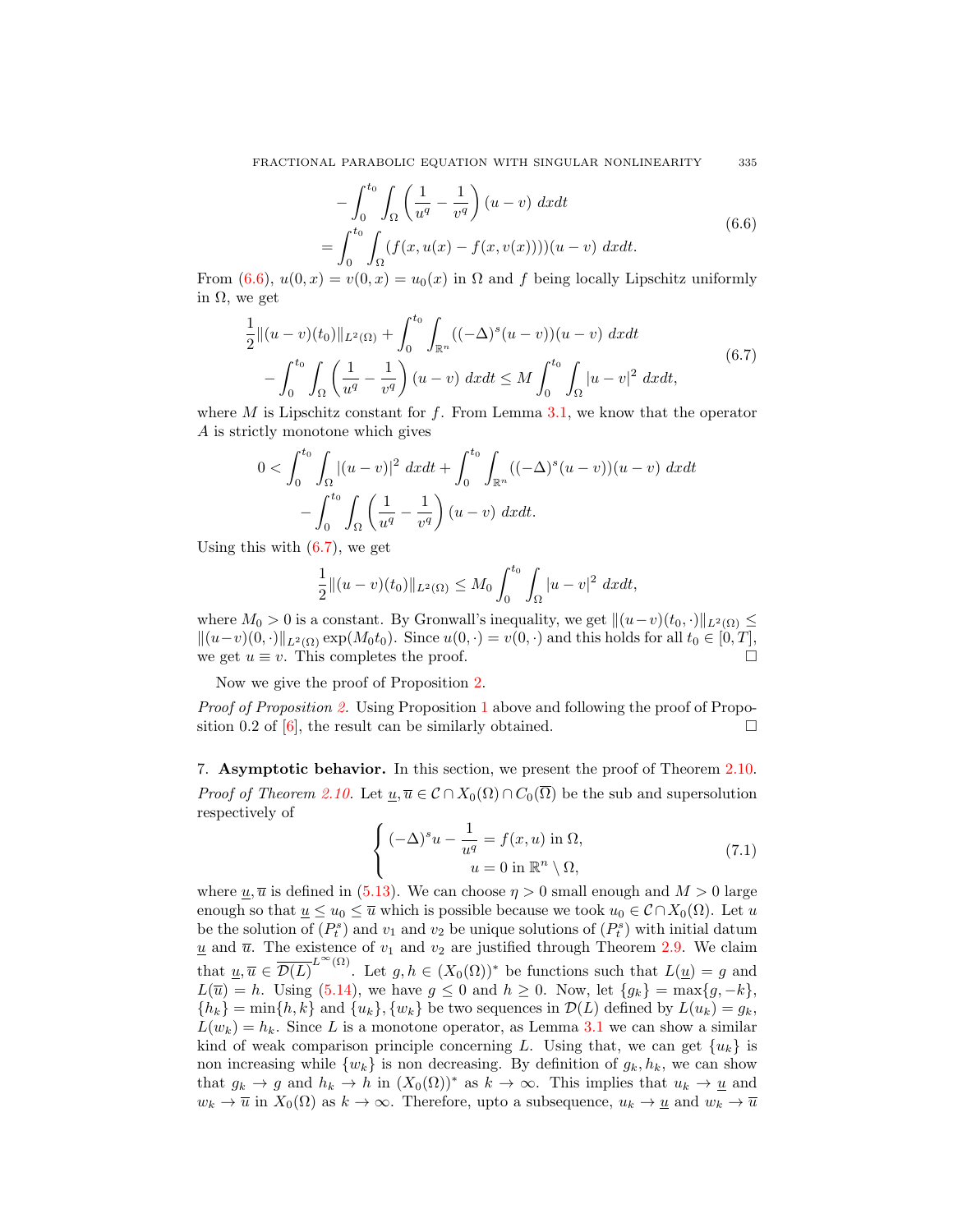$$
\begin{aligned}
&-\int_0^{t_0}\int_\Omega \left(\frac{1}{u^q}-\frac{1}{v^q}\right)(u-v)\;dxdt \\
&=\int_0^{t_0}\int_\Omega (f(x,u(x)-f(x,v(x))))(u-v)\;dxdt.
\end{aligned}
\tag{6.6}
$$

From (6.6), $u(0,x)=v(0,x)=u_0(x)$ in $\Omega$ and $f$ being locally Lipschitz uniformly in $\Omega$, we get

$$
\begin{aligned}
&\frac{1}{2}\|(u-v)(t_0)\|_{L^2(\Omega)}+\int_0^{t_0}\int_{\mathbb{R}^n}((-\Delta)^s(u-v))(u-v)\;dxdt \\
&\quad-\int_0^{t_0}\int_\Omega \left(\frac{1}{u^q}-\frac{1}{v^q}\right)(u-v)\;dxdt \le M\int_0^{t_0}\int_\Omega |u-v|^2\;dxdt,
\end{aligned}
\tag{6.7}
$$

where $M$ is Lipschitz constant for $f$. From Lemma 3.1, we know that the operator $A$ is strictly monotone which gives

$$
\begin{aligned}
0<&\int_0^{t_0}\int_\Omega |(u-v)|^2\;dxdt+\int_0^{t_0}\int_{\mathbb{R}^n}((-\Delta)^s(u-v))(u-v)\;dxdt \\
&-\int_0^{t_0}\int_\Omega \left(\frac{1}{u^q}-\frac{1}{v^q}\right)(u-v)\;dxdt.
\end{aligned}
$$

Using this with (6.7), we get

$$
\frac{1}{2}\|(u-v)(t_0)\|_{L^2(\Omega)}\le M_0\int_0^{t_0}\int_\Omega |u-v|^2\;dxdt,
$$

where $M_0>0$ is a constant. By Gronwall's inequality, we get $\|(u-v)(t_0,\cdot)\|_{L^2(\Omega)}\le \|(u-v)(0,\cdot)\|_{L^2(\Omega)}\exp(M_0t_0)$. Since $u(0,\cdot)=v(0,\cdot)$ and this holds for all $t_0\in[0,T]$, we get $u\equiv v$. This completes the proof. □

Now we give the proof of Proposition 2.

*Proof of Proposition 2.* Using Proposition 1 above and following the proof of Proposition 0.2 of [6], the result can be similarly obtained. □

## 7. Asymptotic behavior.

In this section, we present the proof of Theorem 2.10.

*Proof of Theorem 2.10.* Let $\underline{u},\overline{u}\in\mathcal{C}\cap X_0(\Omega)\cap C_0(\overline{\Omega})$ be the sub and supersolution respectively of

$$
\begin{cases}
(-\Delta)^s u-\dfrac{1}{u^q}=f(x,u)\text{ in }\Omega,\\
u=0\text{ in }\mathbb{R}^n\setminus\Omega,
\end{cases}
\tag{7.1}
$$

where $\underline{u},\overline{u}$ is defined in (5.13). We can choose $\eta>0$ small enough and $M>0$ large enough so that $\underline{u}\le u_0\le\overline{u}$ which is possible because we took $u_0\in\mathcal{C}\cap X_0(\Omega)$. Let $u$ be the solution of $(P_t^s)$ and $v_1$ and $v_2$ be unique solutions of $(P_t^s)$ with initial datum $\underline{u}$ and $\overline{u}$. The existence of $v_1$ and $v_2$ are justified through Theorem 2.9. We claim that $\underline{u},\overline{u}\in\overline{\mathcal{D}(L)}^{L^\infty(\Omega)}$. Let $g,h\in(X_0(\Omega))^*$ be functions such that $L(\underline{u})=g$ and $L(\overline{u})=h$. Using (5.14), we have $g\le 0$ and $h\ge 0$. Now, let $\{g_k\}=\max\{g,-k\}$, $\{h_k\}=\min\{h,k\}$ and $\{u_k\},\{w_k\}$ be two sequences in $\mathcal{D}(L)$ defined by $L(u_k)=g_k$, $L(w_k)=h_k$. Since $L$ is a monotone operator, as Lemma 3.1 we can show a similar kind of weak comparison principle concerning $L$. Using that, we can get $\{u_k\}$ is non increasing while $\{w_k\}$ is non decreasing. By definition of $g_k,h_k$, we can show that $g_k\to g$ and $h_k\to h$ in $(X_0(\Omega))^*$ as $k\to\infty$. This implies that $u_k\to\underline{u}$ and $w_k\to\overline{u}$ in $X_0(\Omega)$ as $k\to\infty$. Therefore, upto a subsequence, $u_k\to\underline{u}$ and $w_k\to\overline{u}$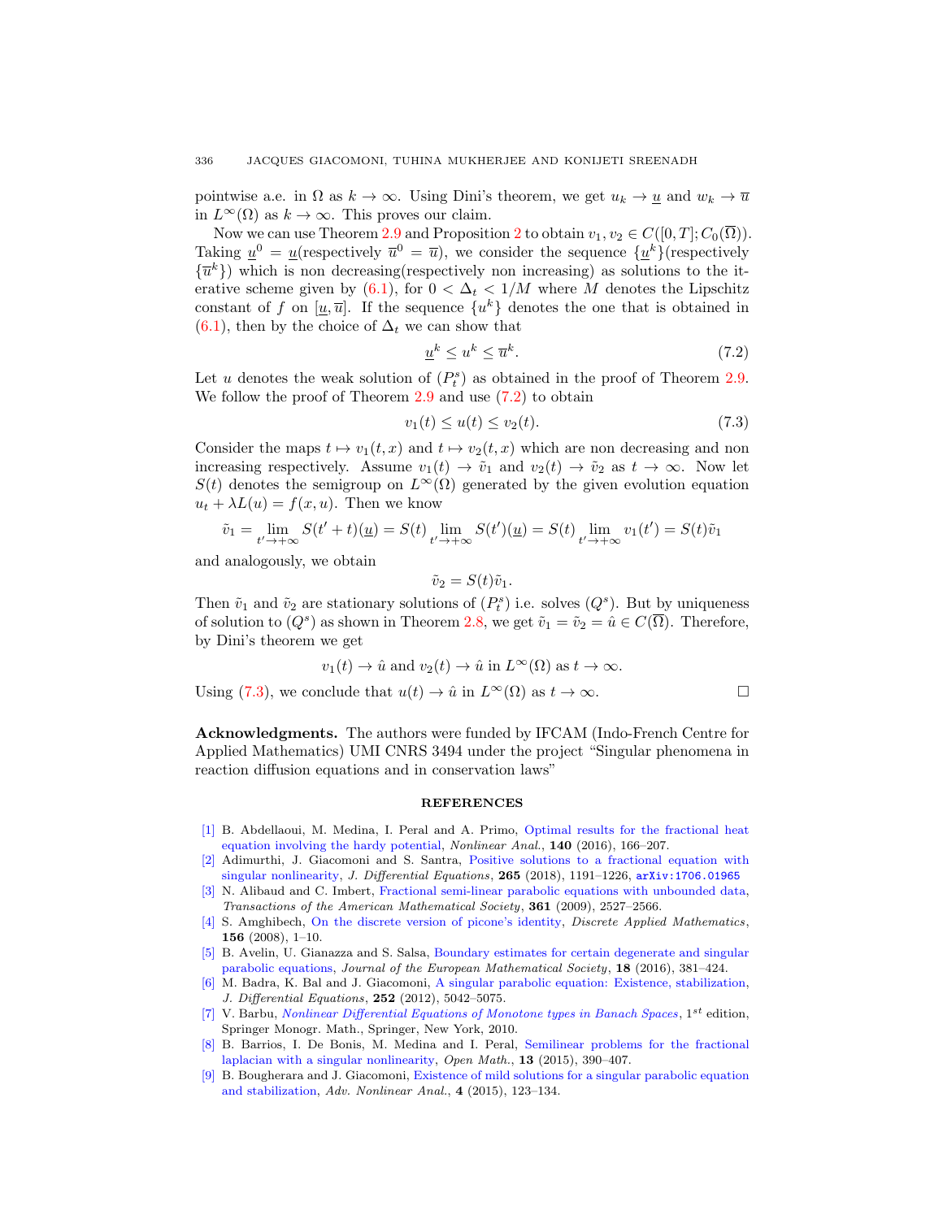pointwise a.e. in $\Omega$ as $k \to \infty$. Using Dini's theorem, we get $u_k \to \underline{u}$ and $w_k \to \overline{u}$ in $L^\infty(\Omega)$ as $k \to \infty$. This proves our claim.

Now we can use Theorem 2.9 and Proposition 2 to obtain $v_1, v_2 \in C([0,T]; C_0(\overline{\Omega}))$. Taking $\underline{u}^0 = \underline{u}$(respectively $\overline{u}^0 = \overline{u}$), we consider the sequence $\{\underline{u}^k\}$(respectively $\{\overline{u}^k\}$) which is non decreasing(respectively non increasing) as solutions to the iterative scheme given by (6.1), for $0 < \Delta_t < 1/M$ where $M$ denotes the Lipschitz constant of $f$ on $[\underline{u}, \overline{u}]$. If the sequence $\{u^k\}$ denotes the one that is obtained in (6.1), then by the choice of $\Delta_t$ we can show that

$$\underline{u}^k \leq u^k \leq \overline{u}^k. \tag{7.2}$$

Let $u$ denotes the weak solution of $(P_t^s)$ as obtained in the proof of Theorem 2.9. We follow the proof of Theorem 2.9 and use (7.2) to obtain

$$v_1(t) \leq u(t) \leq v_2(t). \tag{7.3}$$

Consider the maps $t \mapsto v_1(t,x)$ and $t \mapsto v_2(t,x)$ which are non decreasing and non increasing respectively. Assume $v_1(t) \to \tilde{v}_1$ and $v_2(t) \to \tilde{v}_2$ as $t \to \infty$. Now let $S(t)$ denotes the semigroup on $L^\infty(\Omega)$ generated by the given evolution equation $u_t + \lambda L(u) = f(x,u)$. Then we know

$$\tilde{v}_1 = \lim_{t' \to +\infty} S(t'+t)(\underline{u}) = S(t) \lim_{t' \to +\infty} S(t')(\underline{u}) = S(t) \lim_{t' \to +\infty} v_1(t') = S(t)\tilde{v}_1$$

and analogously, we obtain

$$\tilde{v}_2 = S(t)\tilde{v}_1.$$

Then $\tilde{v}_1$ and $\tilde{v}_2$ are stationary solutions of $(P_t^s)$ i.e. solves $(Q^s)$. But by uniqueness of solution to $(Q^s)$ as shown in Theorem 2.8, we get $\tilde{v}_1 = \tilde{v}_2 = \hat{u} \in C(\overline{\Omega})$. Therefore, by Dini's theorem we get

$$v_1(t) \to \hat{u} \text{ and } v_2(t) \to \hat{u} \text{ in } L^\infty(\Omega) \text{ as } t \to \infty.$$

Using (7.3), we conclude that $u(t) \to \hat{u}$ in $L^\infty(\Omega)$ as $t \to \infty$. □

**Acknowledgments.** The authors were funded by IFCAM (Indo-French Centre for Applied Mathematics) UMI CNRS 3494 under the project "Singular phenomena in reaction diffusion equations and in conservation laws"

## REFERENCES

[1] B. Abdellaoui, M. Medina, I. Peral and A. Primo, Optimal results for the fractional heat equation involving the hardy potential, *Nonlinear Anal.*, **140** (2016), 166–207.

[2] Adimurthi, J. Giacomoni and S. Santra, Positive solutions to a fractional equation with singular nonlinearity, *J. Differential Equations*, **265** (2018), 1191–1226, arXiv:1706.01965

[3] N. Alibaud and C. Imbert, Fractional semi-linear parabolic equations with unbounded data, *Transactions of the American Mathematical Society*, **361** (2009), 2527–2566.

[4] S. Amghibech, On the discrete version of picone's identity, *Discrete Applied Mathematics*, **156** (2008), 1–10.

[5] B. Avelin, U. Gianazza and S. Salsa, Boundary estimates for certain degenerate and singular parabolic equations, *Journal of the European Mathematical Society*, **18** (2016), 381–424.

[6] M. Badra, K. Bal and J. Giacomoni, A singular parabolic equation: Existence, stabilization, *J. Differential Equations*, **252** (2012), 5042–5075.

[7] V. Barbu, *Nonlinear Differential Equations of Monotone types in Banach Spaces*, $1^{st}$ edition, Springer Monogr. Math., Springer, New York, 2010.

[8] B. Barrios, I. De Bonis, M. Medina and I. Peral, Semilinear problems for the fractional laplacian with a singular nonlinearity, *Open Math.*, **13** (2015), 390–407.

[9] B. Bougherara and J. Giacomoni, Existence of mild solutions for a singular parabolic equation and stabilization, *Adv. Nonlinear Anal.*, **4** (2015), 123–134.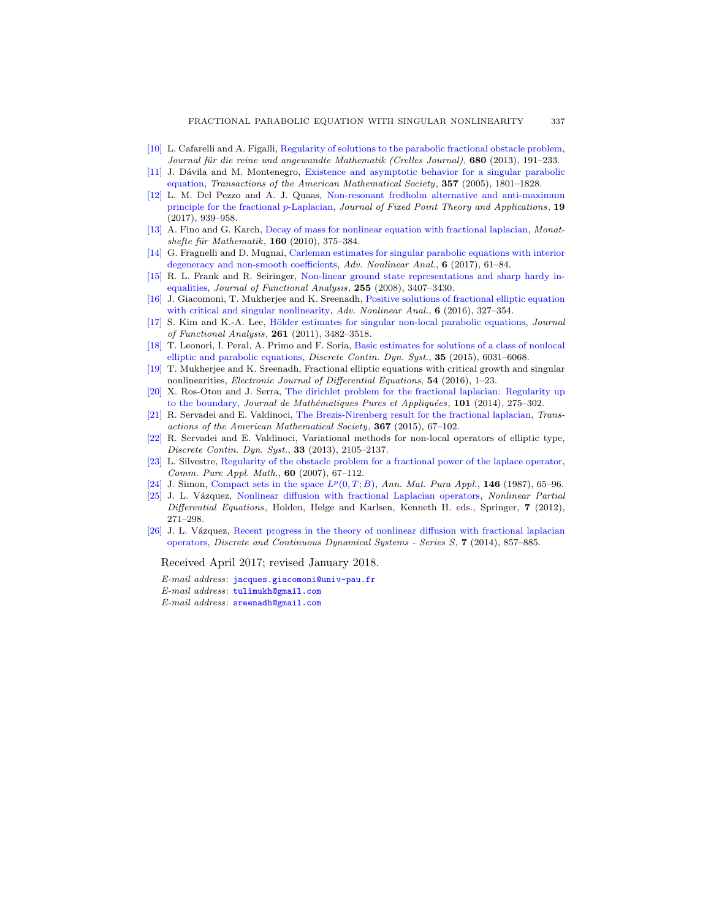[10] L. Cafarelli and A. Figalli, Regularity of solutions to the parabolic fractional obstacle problem, *Journal für die reine und angewandte Mathematik (Crelles Journal)*, **680** (2013), 191–233.

[11] J. Dávila and M. Montenegro, Existence and asymptotic behavior for a singular parabolic equation, *Transactions of the American Mathematical Society*, **357** (2005), 1801–1828.

[12] L. M. Del Pezzo and A. J. Quaas, Non-resonant fredholm alternative and anti-maximum principle for the fractional $p$-Laplacian, *Journal of Fixed Point Theory and Applications*, **19** (2017), 939–958.

[13] A. Fino and G. Karch, Decay of mass for nonlinear equation with fractional laplacian, *Monatshefte für Mathematik*, **160** (2010), 375–384.

[14] G. Fragnelli and D. Mugnai, Carleman estimates for singular parabolic equations with interior degeneracy and non-smooth coefficients, *Adv. Nonlinear Anal.*, **6** (2017), 61–84.

[15] R. L. Frank and R. Seiringer, Non-linear ground state representations and sharp hardy inequalities, *Journal of Functional Analysis*, **255** (2008), 3407–3430.

[16] J. Giacomoni, T. Mukherjee and K. Sreenadh, Positive solutions of fractional elliptic equation with critical and singular nonlinearity, *Adv. Nonlinear Anal.*, **6** (2016), 327–354.

[17] S. Kim and K.-A. Lee, Hölder estimates for singular non-local parabolic equations, *Journal of Functional Analysis*, **261** (2011), 3482–3518.

[18] T. Leonori, I. Peral, A. Primo and F. Soria, Basic estimates for solutions of a class of nonlocal elliptic and parabolic equations, *Discrete Contin. Dyn. Syst.*, **35** (2015), 6031–6068.

[19] T. Mukherjee and K. Sreenadh, Fractional elliptic equations with critical growth and singular nonlinearities, *Electronic Journal of Differential Equations*, **54** (2016), 1–23.

[20] X. Ros-Oton and J. Serra, The dirichlet problem for the fractional laplacian: Regularity up to the boundary, *Journal de Mathématiques Pures et Appliquées*, **101** (2014), 275–302.

[21] R. Servadei and E. Valdinoci, The Brezis-Nirenberg result for the fractional laplacian, *Transactions of the American Mathematical Society*, **367** (2015), 67–102.

[22] R. Servadei and E. Valdinoci, Variational methods for non-local operators of elliptic type, *Discrete Contin. Dyn. Syst.*, **33** (2013), 2105–2137.

[23] L. Silvestre, Regularity of the obstacle problem for a fractional power of the laplace operator, *Comm. Pure Appl. Math.*, **60** (2007), 67–112.

[24] J. Simon, Compact sets in the space $L^p(0,T;B)$, *Ann. Mat. Pura Appl.*, **146** (1987), 65–96.

[25] J. L. Vázquez, Nonlinear diffusion with fractional Laplacian operators, *Nonlinear Partial Differential Equations*, Holden, Helge and Karlsen, Kenneth H. eds., Springer, **7** (2012), 271–298.

[26] J. L. Vázquez, Recent progress in the theory of nonlinear diffusion with fractional laplacian operators, *Discrete and Continuous Dynamical Systems - Series S*, **7** (2014), 857–885.

Received April 2017; revised January 2018.

*E-mail address*: jacques.giacomoni@univ-pau.fr
*E-mail address*: tulimukh@gmail.com
*E-mail address*: sreenadh@gmail.com